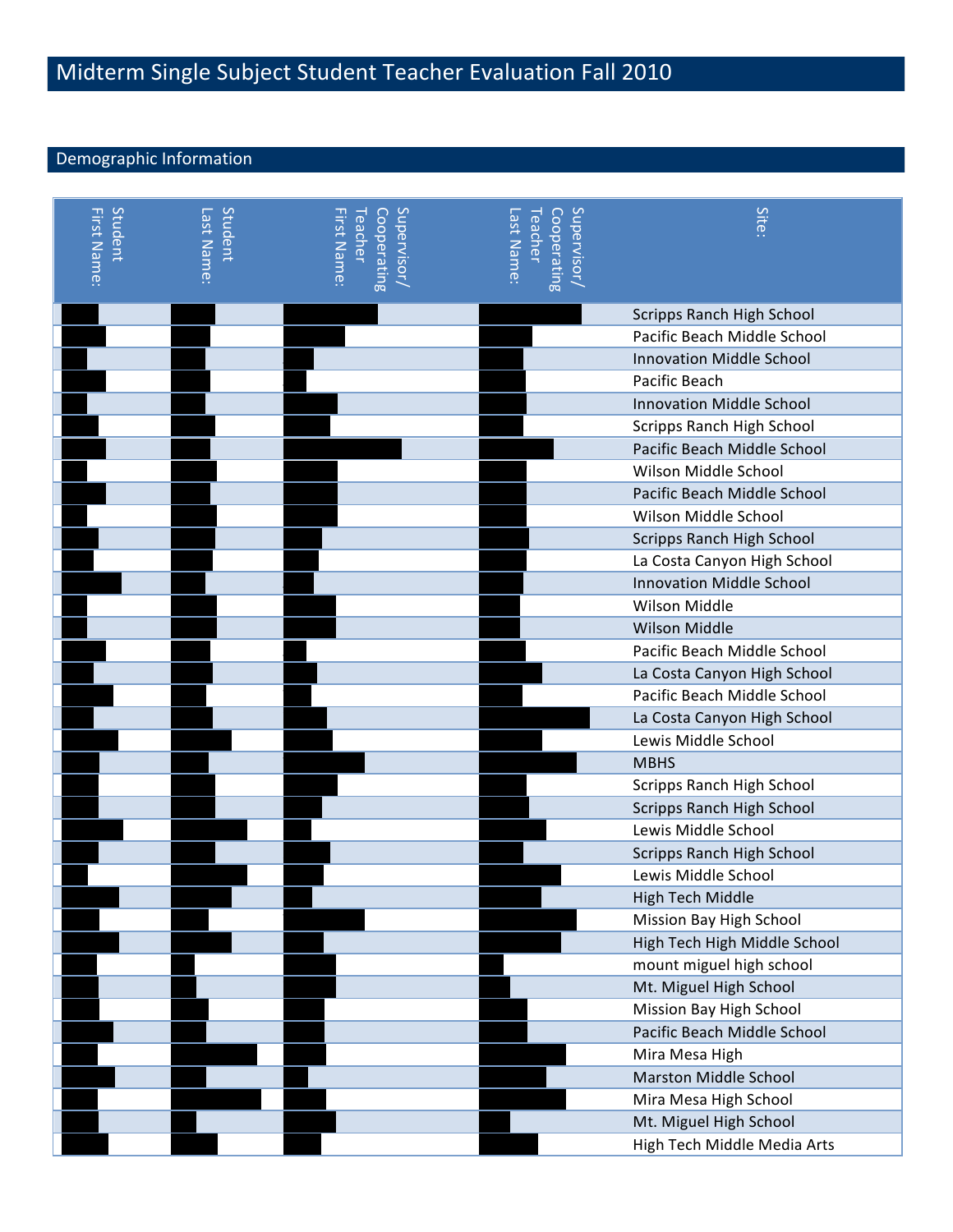# Midterm Single Subject Student Teacher Evaluation Fall 2010

## Demographic Information

| Student First Name: | Student Last Name: | Supervisor/ Cooperating Teacher First Name: | Supervisor/ Cooperating Teacher Last Name: | Site: |
|---|---|---|---|---|
| | | | | Scripps Ranch High School |
| | | | | Pacific Beach Middle School |
| | | | | Innovation Middle School |
| | | | | Pacific Beach |
| | | | | Innovation Middle School |
| | | | | Scripps Ranch High School |
| | | | | Pacific Beach Middle School |
| | | | | Wilson Middle School |
| | | | | Pacific Beach Middle School |
| | | | | Wilson Middle School |
| | | | | Scripps Ranch High School |
| | | | | La Costa Canyon High School |
| | | | | Innovation Middle School |
| | | | | Wilson Middle |
| | | | | Wilson Middle |
| | | | | Pacific Beach Middle School |
| | | | | La Costa Canyon High School |
| | | | | Pacific Beach Middle School |
| | | | | La Costa Canyon High School |
| | | | | Lewis Middle School |
| | | | | MBHS |
| | | | | Scripps Ranch High School |
| | | | | Scripps Ranch High School |
| | | | | Lewis Middle School |
| | | | | Scripps Ranch High School |
| | | | | Lewis Middle School |
| | | | | High Tech Middle |
| | | | | Mission Bay High School |
| | | | | High Tech High Middle School |
| | | | | mount miguel high school |
| | | | | Mt. Miguel High School |
| | | | | Mission Bay High School |
| | | | | Pacific Beach Middle School |
| | | | | Mira Mesa High |
| | | | | Marston Middle School |
| | | | | Mira Mesa High School |
| | | | | Mt. Miguel High School |
| | | | | High Tech Middle Media Arts |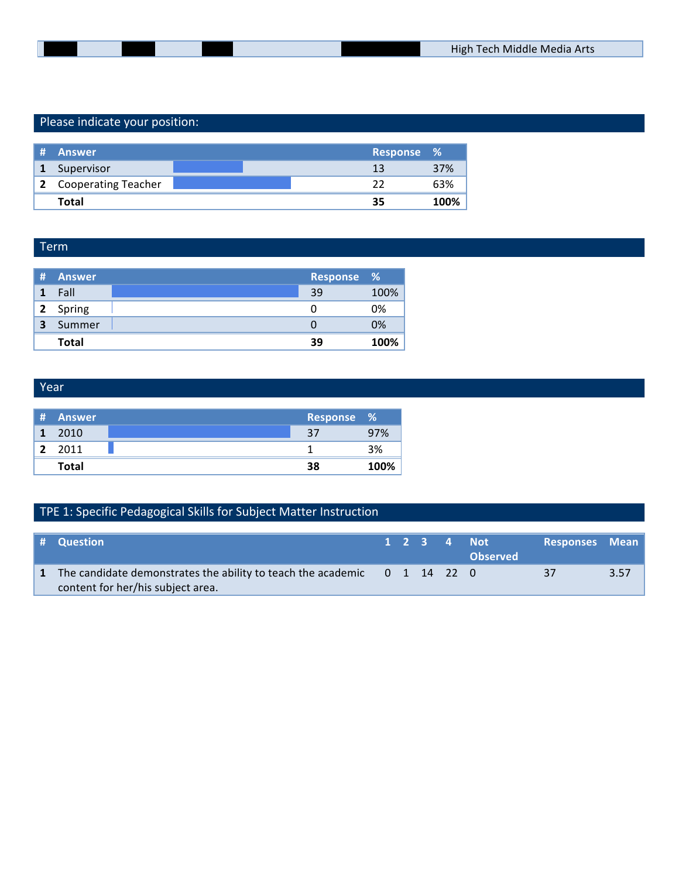## Please indicate your position:

| # | Answer | Response | % |
|---|---|---|---|
| 1 | Supervisor | 13 | 37% |
| 2 | Cooperating Teacher | 22 | 63% |
| | **Total** | **35** | **100%** |

## Term

| # | Answer | Response | % |
|---|---|---|---|
| 1 | Fall | 39 | 100% |
| 2 | Spring | 0 | 0% |
| 3 | Summer | 0 | 0% |
| | **Total** | **39** | **100%** |

## Year

| # | Answer | Response | % |
|---|---|---|---|
| 1 | 2010 | 37 | 97% |
| 2 | 2011 | 1 | 3% |
| | **Total** | **38** | **100%** |

## TPE 1: Specific Pedagogical Skills for Subject Matter Instruction

| # | Question | 1 | 2 | 3 | 4 | Not Observed | Responses | Mean |
|---|---|---|---|---|---|---|---|---|
| 1 | The candidate demonstrates the ability to teach the academic content for her/his subject area. | 0 | 1 | 14 | 22 | 0 | 37 | 3.57 |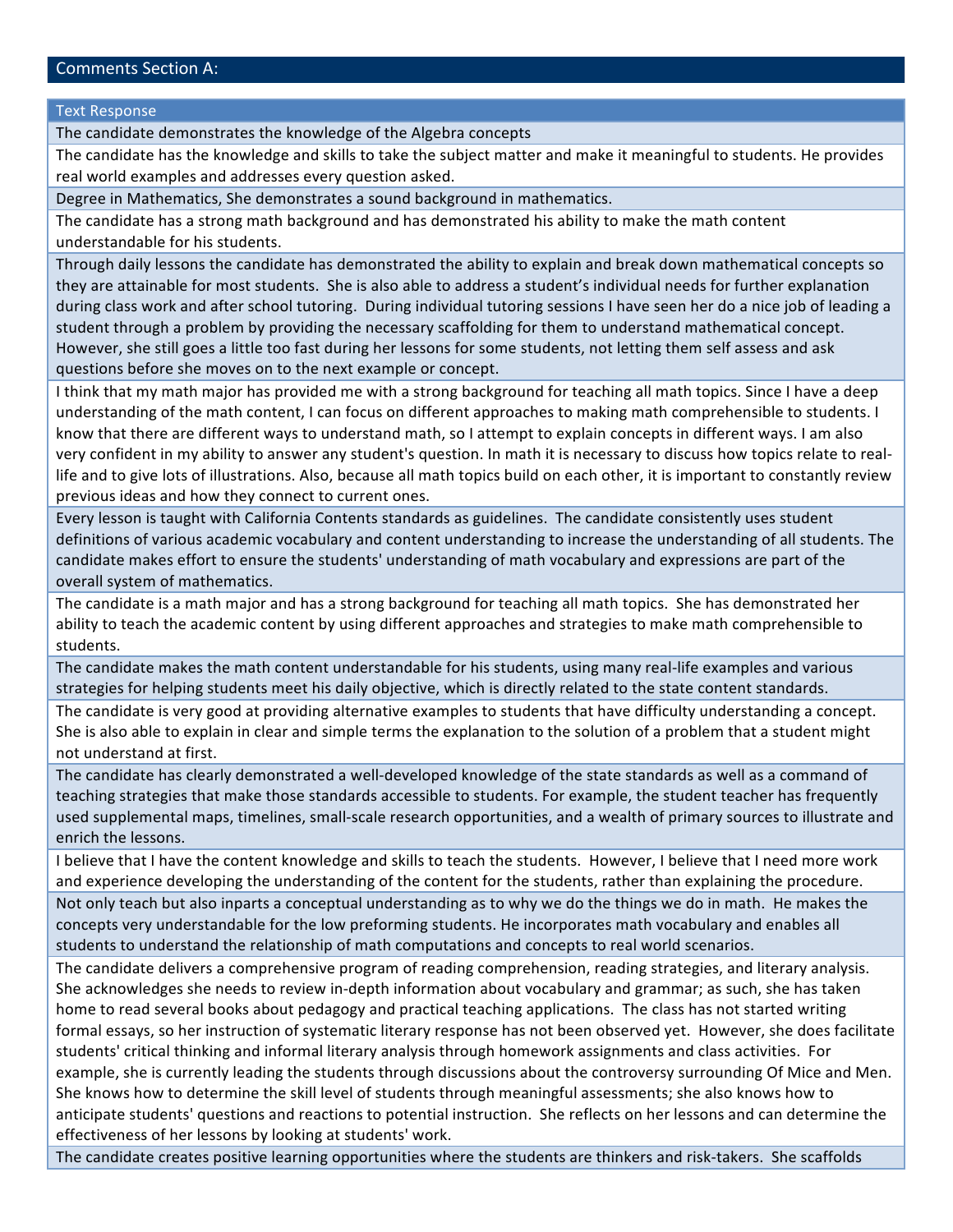## Comments Section A:

| Text Response |
|---|
| The candidate demonstrates the knowledge of the Algebra concepts |
| The candidate has the knowledge and skills to take the subject matter and make it meaningful to students. He provides real world examples and addresses every question asked. |
| Degree in Mathematics, She demonstrates a sound background in mathematics. |
| The candidate has a strong math background and has demonstrated his ability to make the math content understandable for his students. |
| Through daily lessons the candidate has demonstrated the ability to explain and break down mathematical concepts so they are attainable for most students. She is also able to address a student's individual needs for further explanation during class work and after school tutoring. During individual tutoring sessions I have seen her do a nice job of leading a student through a problem by providing the necessary scaffolding for them to understand mathematical concept. However, she still goes a little too fast during her lessons for some students, not letting them self assess and ask questions before she moves on to the next example or concept. |
| I think that my math major has provided me with a strong background for teaching all math topics. Since I have a deep understanding of the math content, I can focus on different approaches to making math comprehensible to students. I know that there are different ways to understand math, so I attempt to explain concepts in different ways. I am also very confident in my ability to answer any student's question. In math it is necessary to discuss how topics relate to real-life and to give lots of illustrations. Also, because all math topics build on each other, it is important to constantly review previous ideas and how they connect to current ones. |
| Every lesson is taught with California Contents standards as guidelines. The candidate consistently uses student definitions of various academic vocabulary and content understanding to increase the understanding of all students. The candidate makes effort to ensure the students' understanding of math vocabulary and expressions are part of the overall system of mathematics. |
| The candidate is a math major and has a strong background for teaching all math topics. She has demonstrated her ability to teach the academic content by using different approaches and strategies to make math comprehensible to students. |
| The candidate makes the math content understandable for his students, using many real-life examples and various strategies for helping students meet his daily objective, which is directly related to the state content standards. |
| The candidate is very good at providing alternative examples to students that have difficulty understanding a concept. She is also able to explain in clear and simple terms the explanation to the solution of a problem that a student might not understand at first. |
| The candidate has clearly demonstrated a well-developed knowledge of the state standards as well as a command of teaching strategies that make those standards accessible to students. For example, the student teacher has frequently used supplemental maps, timelines, small-scale research opportunities, and a wealth of primary sources to illustrate and enrich the lessons. |
| I believe that I have the content knowledge and skills to teach the students. However, I believe that I need more work and experience developing the understanding of the content for the students, rather than explaining the procedure. |
| Not only teach but also inparts a conceptual understanding as to why we do the things we do in math. He makes the concepts very understandable for the low preforming students. He incorporates math vocabulary and enables all students to understand the relationship of math computations and concepts to real world scenarios. |
| The candidate delivers a comprehensive program of reading comprehension, reading strategies, and literary analysis. She acknowledges she needs to review in-depth information about vocabulary and grammar; as such, she has taken home to read several books about pedagogy and practical teaching applications. The class has not started writing formal essays, so her instruction of systematic literary response has not been observed yet. However, she does facilitate students' critical thinking and informal literary analysis through homework assignments and class activities. For example, she is currently leading the students through discussions about the controversy surrounding Of Mice and Men. She knows how to determine the skill level of students through meaningful assessments; she also knows how to anticipate students' questions and reactions to potential instruction. She reflects on her lessons and can determine the effectiveness of her lessons by looking at students' work. |
| The candidate creates positive learning opportunities where the students are thinkers and risk-takers. She scaffolds |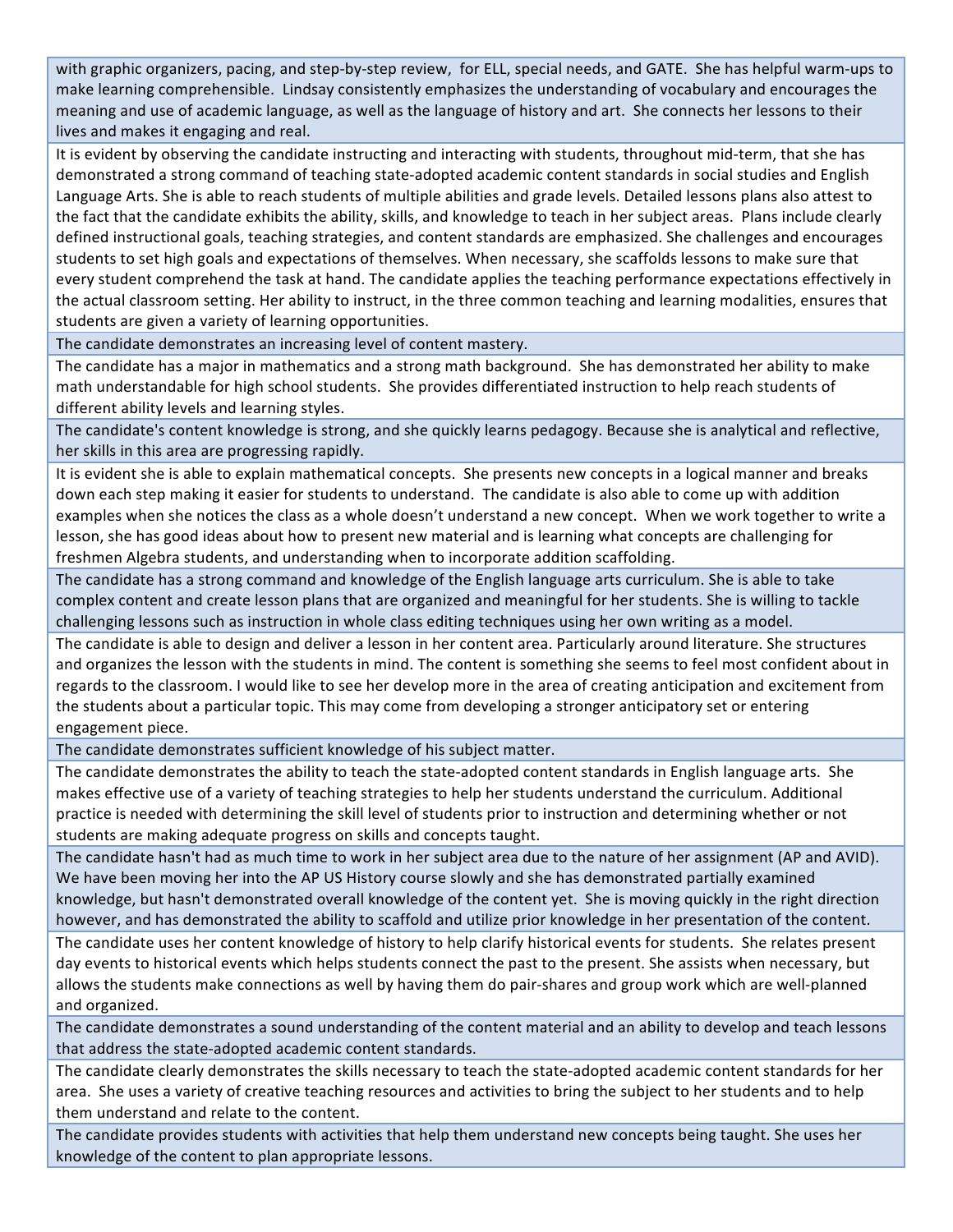| |
|---|
| with graphic organizers, pacing, and step-by-step review, for ELL, special needs, and GATE. She has helpful warm-ups to make learning comprehensible. Lindsay consistently emphasizes the understanding of vocabulary and encourages the meaning and use of academic language, as well as the language of history and art. She connects her lessons to their lives and makes it engaging and real. |
| It is evident by observing the candidate instructing and interacting with students, throughout mid-term, that she has demonstrated a strong command of teaching state-adopted academic content standards in social studies and English Language Arts. She is able to reach students of multiple abilities and grade levels. Detailed lessons plans also attest to the fact that the candidate exhibits the ability, skills, and knowledge to teach in her subject areas. Plans include clearly defined instructional goals, teaching strategies, and content standards are emphasized. She challenges and encourages students to set high goals and expectations of themselves. When necessary, she scaffolds lessons to make sure that every student comprehend the task at hand. The candidate applies the teaching performance expectations effectively in the actual classroom setting. Her ability to instruct, in the three common teaching and learning modalities, ensures that students are given a variety of learning opportunities. |
| The candidate demonstrates an increasing level of content mastery. |
| The candidate has a major in mathematics and a strong math background. She has demonstrated her ability to make math understandable for high school students. She provides differentiated instruction to help reach students of different ability levels and learning styles. |
| The candidate's content knowledge is strong, and she quickly learns pedagogy. Because she is analytical and reflective, her skills in this area are progressing rapidly. |
| It is evident she is able to explain mathematical concepts. She presents new concepts in a logical manner and breaks down each step making it easier for students to understand. The candidate is also able to come up with addition examples when she notices the class as a whole doesn't understand a new concept. When we work together to write a lesson, she has good ideas about how to present new material and is learning what concepts are challenging for freshmen Algebra students, and understanding when to incorporate addition scaffolding. |
| The candidate has a strong command and knowledge of the English language arts curriculum. She is able to take complex content and create lesson plans that are organized and meaningful for her students. She is willing to tackle challenging lessons such as instruction in whole class editing techniques using her own writing as a model. |
| The candidate is able to design and deliver a lesson in her content area. Particularly around literature. She structures and organizes the lesson with the students in mind. The content is something she seems to feel most confident about in regards to the classroom. I would like to see her develop more in the area of creating anticipation and excitement from the students about a particular topic. This may come from developing a stronger anticipatory set or entering engagement piece. |
| The candidate demonstrates sufficient knowledge of his subject matter. |
| The candidate demonstrates the ability to teach the state-adopted content standards in English language arts. She makes effective use of a variety of teaching strategies to help her students understand the curriculum. Additional practice is needed with determining the skill level of students prior to instruction and determining whether or not students are making adequate progress on skills and concepts taught. |
| The candidate hasn't had as much time to work in her subject area due to the nature of her assignment (AP and AVID). We have been moving her into the AP US History course slowly and she has demonstrated partially examined knowledge, but hasn't demonstrated overall knowledge of the content yet. She is moving quickly in the right direction however, and has demonstrated the ability to scaffold and utilize prior knowledge in her presentation of the content. |
| The candidate uses her content knowledge of history to help clarify historical events for students. She relates present day events to historical events which helps students connect the past to the present. She assists when necessary, but allows the students make connections as well by having them do pair-shares and group work which are well-planned and organized. |
| The candidate demonstrates a sound understanding of the content material and an ability to develop and teach lessons that address the state-adopted academic content standards. |
| The candidate clearly demonstrates the skills necessary to teach the state-adopted academic content standards for her area. She uses a variety of creative teaching resources and activities to bring the subject to her students and to help them understand and relate to the content. |
| The candidate provides students with activities that help them understand new concepts being taught. She uses her knowledge of the content to plan appropriate lessons. |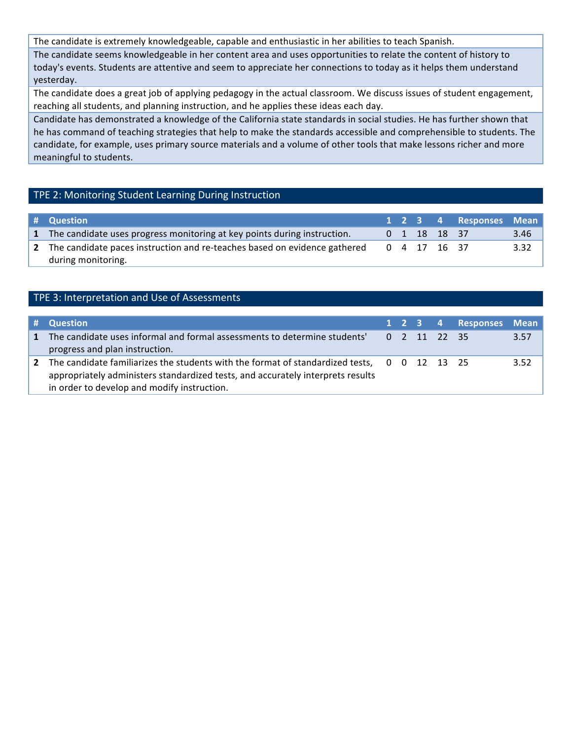| |
|---|
| The candidate is extremely knowledgeable, capable and enthusiastic in her abilities to teach Spanish. |
| The candidate seems knowledgeable in her content area and uses opportunities to relate the content of history to today's events. Students are attentive and seem to appreciate her connections to today as it helps them understand yesterday. |
| The candidate does a great job of applying pedagogy in the actual classroom. We discuss issues of student engagement, reaching all students, and planning instruction, and he applies these ideas each day. |
| Candidate has demonstrated a knowledge of the California state standards in social studies. He has further shown that he has command of teaching strategies that help to make the standards accessible and comprehensible to students. The candidate, for example, uses primary source materials and a volume of other tools that make lessons richer and more meaningful to students. |

## TPE 2: Monitoring Student Learning During Instruction

| # | Question | 1 | 2 | 3 | 4 | Responses | Mean |
|---|---|---|---|---|---|---|---|
| 1 | The candidate uses progress monitoring at key points during instruction. | 0 | 1 | 18 | 18 | 37 | 3.46 |
| 2 | The candidate paces instruction and re-teaches based on evidence gathered during monitoring. | 0 | 4 | 17 | 16 | 37 | 3.32 |

## TPE 3: Interpretation and Use of Assessments

| # | Question | 1 | 2 | 3 | 4 | Responses | Mean |
|---|---|---|---|---|---|---|---|
| 1 | The candidate uses informal and formal assessments to determine students' progress and plan instruction. | 0 | 2 | 11 | 22 | 35 | 3.57 |
| 2 | The candidate familiarizes the students with the format of standardized tests, appropriately administers standardized tests, and accurately interprets results in order to develop and modify instruction. | 0 | 0 | 12 | 13 | 25 | 3.52 |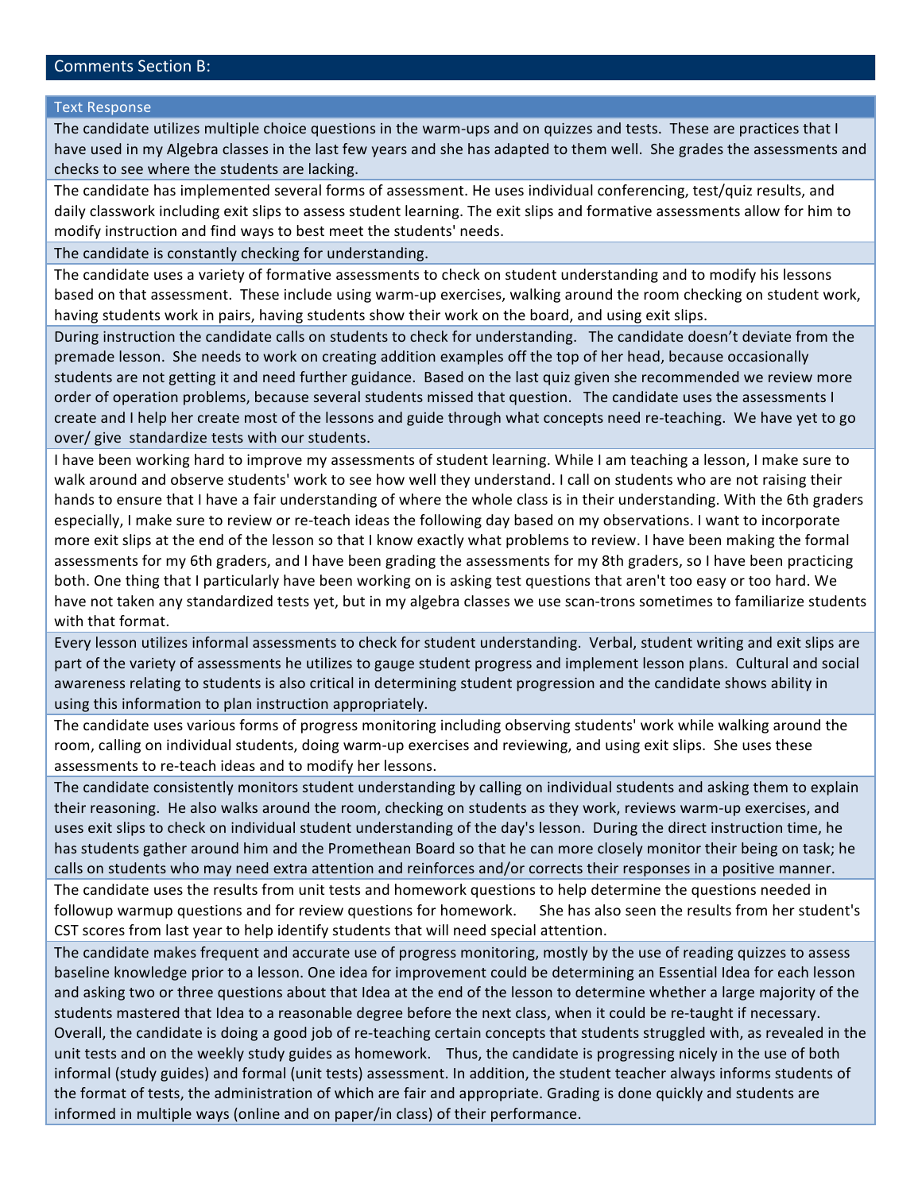## Comments Section B:

| Text Response |
| --- |
| The candidate utilizes multiple choice questions in the warm-ups and on quizzes and tests. These are practices that I have used in my Algebra classes in the last few years and she has adapted to them well. She grades the assessments and checks to see where the students are lacking. |
| The candidate has implemented several forms of assessment. He uses individual conferencing, test/quiz results, and daily classwork including exit slips to assess student learning. The exit slips and formative assessments allow for him to modify instruction and find ways to best meet the students' needs. |
| The candidate is constantly checking for understanding. |
| The candidate uses a variety of formative assessments to check on student understanding and to modify his lessons based on that assessment. These include using warm-up exercises, walking around the room checking on student work, having students work in pairs, having students show their work on the board, and using exit slips. |
| During instruction the candidate calls on students to check for understanding. The candidate doesn't deviate from the premade lesson. She needs to work on creating addition examples off the top of her head, because occasionally students are not getting it and need further guidance. Based on the last quiz given she recommended we review more order of operation problems, because several students missed that question. The candidate uses the assessments I create and I help her create most of the lessons and guide through what concepts need re-teaching. We have yet to go over/ give standardize tests with our students. |
| I have been working hard to improve my assessments of student learning. While I am teaching a lesson, I make sure to walk around and observe students' work to see how well they understand. I call on students who are not raising their hands to ensure that I have a fair understanding of where the whole class is in their understanding. With the 6th graders especially, I make sure to review or re-teach ideas the following day based on my observations. I want to incorporate more exit slips at the end of the lesson so that I know exactly what problems to review. I have been making the formal assessments for my 6th graders, and I have been grading the assessments for my 8th graders, so I have been practicing both. One thing that I particularly have been working on is asking test questions that aren't too easy or too hard. We have not taken any standardized tests yet, but in my algebra classes we use scan-trons sometimes to familiarize students with that format. |
| Every lesson utilizes informal assessments to check for student understanding. Verbal, student writing and exit slips are part of the variety of assessments he utilizes to gauge student progress and implement lesson plans. Cultural and social awareness relating to students is also critical in determining student progression and the candidate shows ability in using this information to plan instruction appropriately. |
| The candidate uses various forms of progress monitoring including observing students' work while walking around the room, calling on individual students, doing warm-up exercises and reviewing, and using exit slips. She uses these assessments to re-teach ideas and to modify her lessons. |
| The candidate consistently monitors student understanding by calling on individual students and asking them to explain their reasoning. He also walks around the room, checking on students as they work, reviews warm-up exercises, and uses exit slips to check on individual student understanding of the day's lesson. During the direct instruction time, he has students gather around him and the Promethean Board so that he can more closely monitor their being on task; he calls on students who may need extra attention and reinforces and/or corrects their responses in a positive manner. |
| The candidate uses the results from unit tests and homework questions to help determine the questions needed in followup warmup questions and for review questions for homework. She has also seen the results from her student's CST scores from last year to help identify students that will need special attention. |
| The candidate makes frequent and accurate use of progress monitoring, mostly by the use of reading quizzes to assess baseline knowledge prior to a lesson. One idea for improvement could be determining an Essential Idea for each lesson and asking two or three questions about that Idea at the end of the lesson to determine whether a large majority of the students mastered that Idea to a reasonable degree before the next class, when it could be re-taught if necessary. Overall, the candidate is doing a good job of re-teaching certain concepts that students struggled with, as revealed in the unit tests and on the weekly study guides as homework. Thus, the candidate is progressing nicely in the use of both informal (study guides) and formal (unit tests) assessment. In addition, the student teacher always informs students of the format of tests, the administration of which are fair and appropriate. Grading is done quickly and students are informed in multiple ways (online and on paper/in class) of their performance. |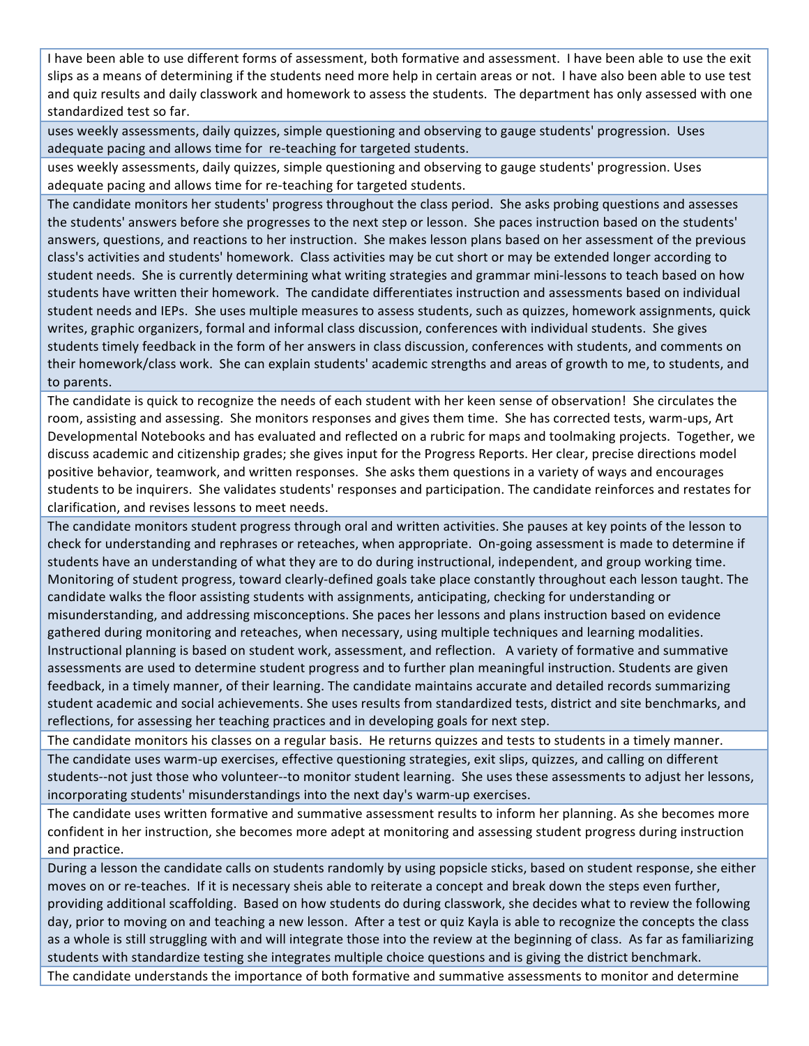| |
|---|
| I have been able to use different forms of assessment, both formative and assessment. I have been able to use the exit slips as a means of determining if the students need more help in certain areas or not. I have also been able to use test and quiz results and daily classwork and homework to assess the students. The department has only assessed with one standardized test so far. |
| uses weekly assessments, daily quizzes, simple questioning and observing to gauge students' progression. Uses adequate pacing and allows time for re-teaching for targeted students. |
| uses weekly assessments, daily quizzes, simple questioning and observing to gauge students' progression. Uses adequate pacing and allows time for re-teaching for targeted students. |
| The candidate monitors her students' progress throughout the class period. She asks probing questions and assesses the students' answers before she progresses to the next step or lesson. She paces instruction based on the students' answers, questions, and reactions to her instruction. She makes lesson plans based on her assessment of the previous class's activities and students' homework. Class activities may be cut short or may be extended longer according to student needs. She is currently determining what writing strategies and grammar mini-lessons to teach based on how students have written their homework. The candidate differentiates instruction and assessments based on individual student needs and IEPs. She uses multiple measures to assess students, such as quizzes, homework assignments, quick writes, graphic organizers, formal and informal class discussion, conferences with individual students. She gives students timely feedback in the form of her answers in class discussion, conferences with students, and comments on their homework/class work. She can explain students' academic strengths and areas of growth to me, to students, and to parents. |
| The candidate is quick to recognize the needs of each student with her keen sense of observation! She circulates the room, assisting and assessing. She monitors responses and gives them time. She has corrected tests, warm-ups, Art Developmental Notebooks and has evaluated and reflected on a rubric for maps and toolmaking projects. Together, we discuss academic and citizenship grades; she gives input for the Progress Reports. Her clear, precise directions model positive behavior, teamwork, and written responses. She asks them questions in a variety of ways and encourages students to be inquirers. She validates students' responses and participation. The candidate reinforces and restates for clarification, and revises lessons to meet needs. |
| The candidate monitors student progress through oral and written activities. She pauses at key points of the lesson to check for understanding and rephrases or reteaches, when appropriate. On-going assessment is made to determine if students have an understanding of what they are to do during instructional, independent, and group working time. Monitoring of student progress, toward clearly-defined goals take place constantly throughout each lesson taught. The candidate walks the floor assisting students with assignments, anticipating, checking for understanding or misunderstanding, and addressing misconceptions. She paces her lessons and plans instruction based on evidence gathered during monitoring and reteaches, when necessary, using multiple techniques and learning modalities. Instructional planning is based on student work, assessment, and reflection. A variety of formative and summative assessments are used to determine student progress and to further plan meaningful instruction. Students are given feedback, in a timely manner, of their learning. The candidate maintains accurate and detailed records summarizing student academic and social achievements. She uses results from standardized tests, district and site benchmarks, and reflections, for assessing her teaching practices and in developing goals for next step. |
| The candidate monitors his classes on a regular basis. He returns quizzes and tests to students in a timely manner. |
| The candidate uses warm-up exercises, effective questioning strategies, exit slips, quizzes, and calling on different students--not just those who volunteer--to monitor student learning. She uses these assessments to adjust her lessons, incorporating students' misunderstandings into the next day's warm-up exercises. |
| The candidate uses written formative and summative assessment results to inform her planning. As she becomes more confident in her instruction, she becomes more adept at monitoring and assessing student progress during instruction and practice. |
| During a lesson the candidate calls on students randomly by using popsicle sticks, based on student response, she either moves on or re-teaches. If it is necessary sheis able to reiterate a concept and break down the steps even further, providing additional scaffolding. Based on how students do during classwork, she decides what to review the following day, prior to moving on and teaching a new lesson. After a test or quiz Kayla is able to recognize the concepts the class as a whole is still struggling with and will integrate those into the review at the beginning of class. As far as familiarizing students with standardize testing she integrates multiple choice questions and is giving the district benchmark. |
| The candidate understands the importance of both formative and summative assessments to monitor and determine |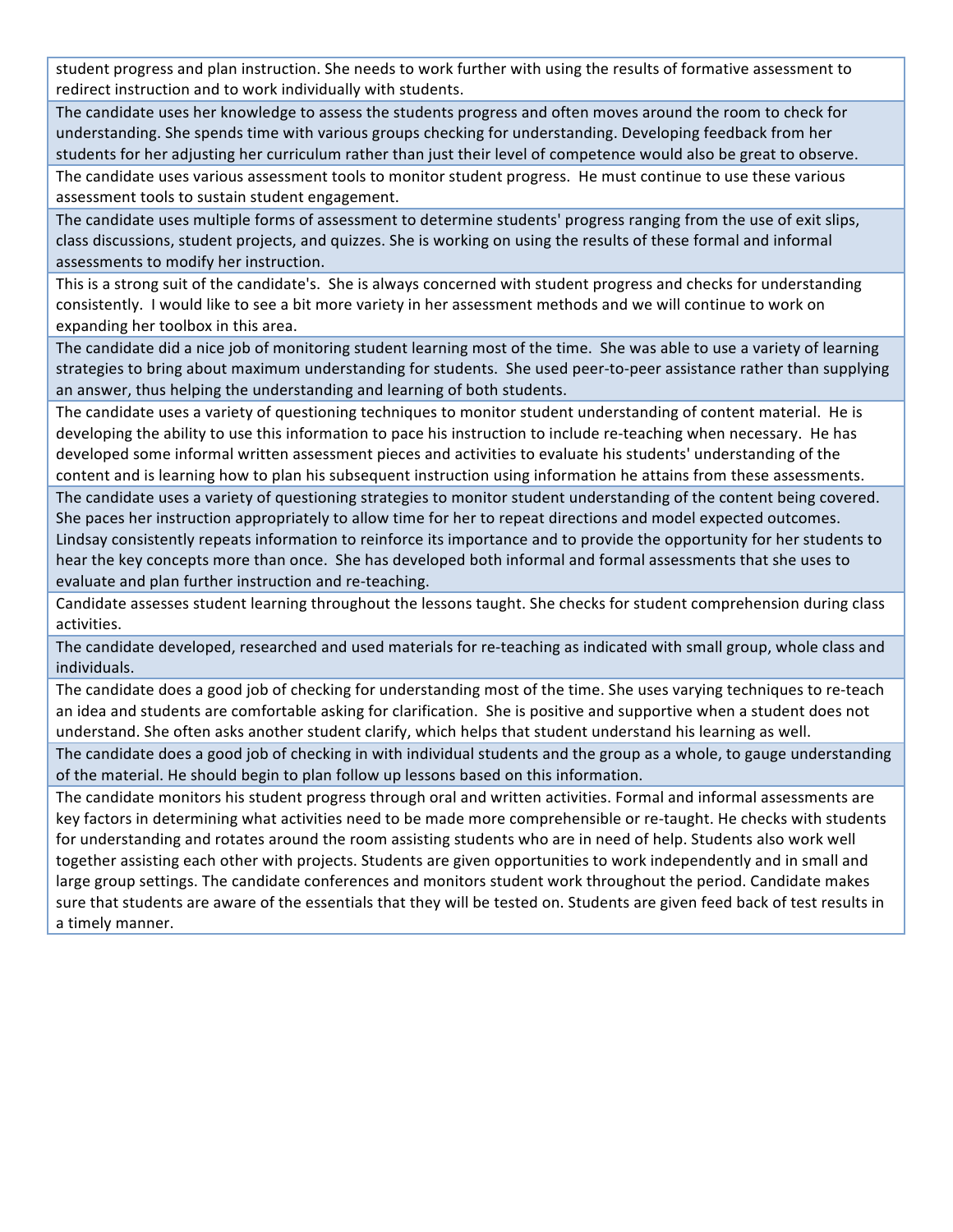| |
|---|
| student progress and plan instruction. She needs to work further with using the results of formative assessment to redirect instruction and to work individually with students. |
| The candidate uses her knowledge to assess the students progress and often moves around the room to check for understanding. She spends time with various groups checking for understanding. Developing feedback from her students for her adjusting her curriculum rather than just their level of competence would also be great to observe. |
| The candidate uses various assessment tools to monitor student progress. He must continue to use these various assessment tools to sustain student engagement. |
| The candidate uses multiple forms of assessment to determine students' progress ranging from the use of exit slips, class discussions, student projects, and quizzes. She is working on using the results of these formal and informal assessments to modify her instruction. |
| This is a strong suit of the candidate's. She is always concerned with student progress and checks for understanding consistently. I would like to see a bit more variety in her assessment methods and we will continue to work on expanding her toolbox in this area. |
| The candidate did a nice job of monitoring student learning most of the time. She was able to use a variety of learning strategies to bring about maximum understanding for students. She used peer-to-peer assistance rather than supplying an answer, thus helping the understanding and learning of both students. |
| The candidate uses a variety of questioning techniques to monitor student understanding of content material. He is developing the ability to use this information to pace his instruction to include re-teaching when necessary. He has developed some informal written assessment pieces and activities to evaluate his students' understanding of the content and is learning how to plan his subsequent instruction using information he attains from these assessments. |
| The candidate uses a variety of questioning strategies to monitor student understanding of the content being covered. She paces her instruction appropriately to allow time for her to repeat directions and model expected outcomes. Lindsay consistently repeats information to reinforce its importance and to provide the opportunity for her students to hear the key concepts more than once. She has developed both informal and formal assessments that she uses to evaluate and plan further instruction and re-teaching. |
| Candidate assesses student learning throughout the lessons taught. She checks for student comprehension during class activities. |
| The candidate developed, researched and used materials for re-teaching as indicated with small group, whole class and individuals. |
| The candidate does a good job of checking for understanding most of the time. She uses varying techniques to re-teach an idea and students are comfortable asking for clarification. She is positive and supportive when a student does not understand. She often asks another student clarify, which helps that student understand his learning as well. |
| The candidate does a good job of checking in with individual students and the group as a whole, to gauge understanding of the material. He should begin to plan follow up lessons based on this information. |
| The candidate monitors his student progress through oral and written activities. Formal and informal assessments are key factors in determining what activities need to be made more comprehensible or re-taught. He checks with students for understanding and rotates around the room assisting students who are in need of help. Students also work well together assisting each other with projects. Students are given opportunities to work independently and in small and large group settings. The candidate conferences and monitors student work throughout the period. Candidate makes sure that students are aware of the essentials that they will be tested on. Students are given feed back of test results in a timely manner. |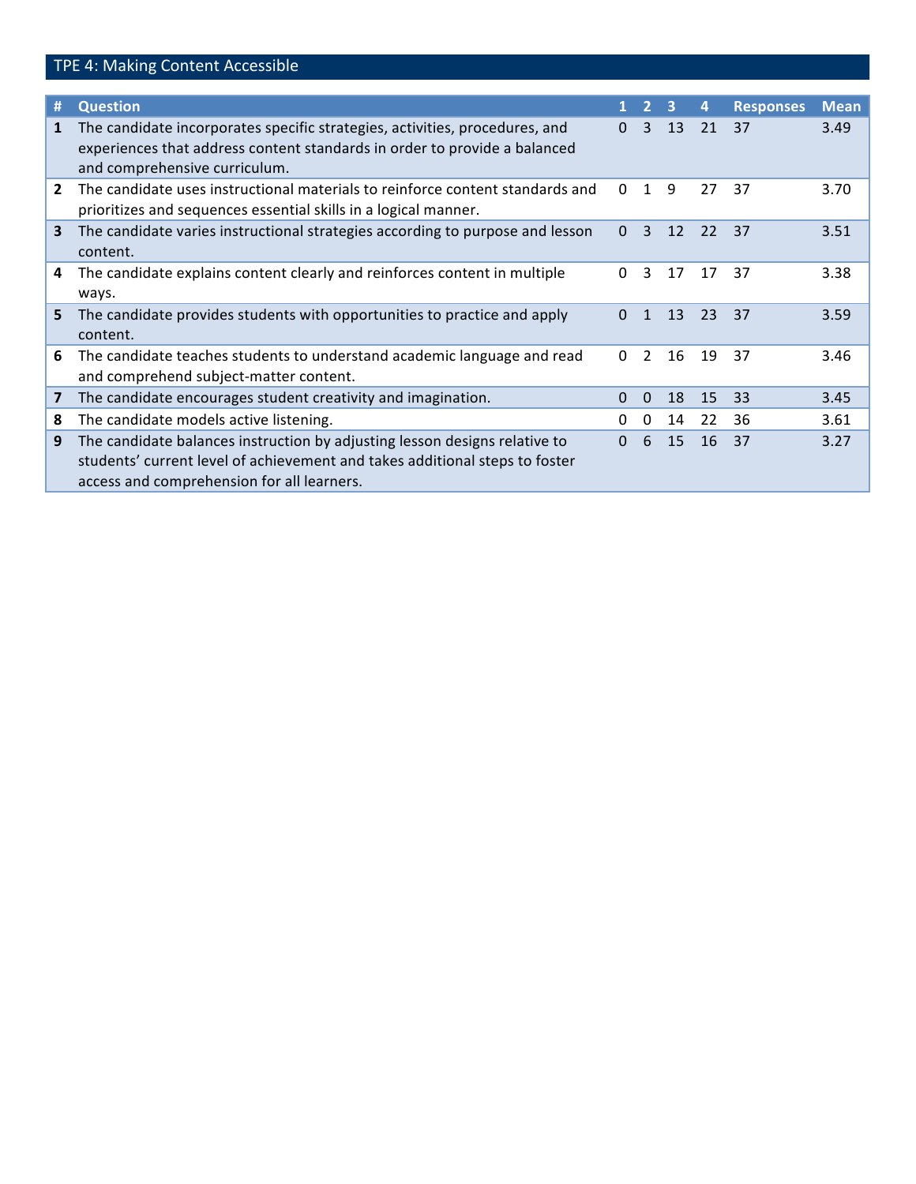## TPE 4: Making Content Accessible

| # | Question | 1 | 2 | 3 | 4 | Responses | Mean |
|---|---|---|---|---|---|---|---|
| 1 | The candidate incorporates specific strategies, activities, procedures, and experiences that address content standards in order to provide a balanced and comprehensive curriculum. | 0 | 3 | 13 | 21 | 37 | 3.49 |
| 2 | The candidate uses instructional materials to reinforce content standards and prioritizes and sequences essential skills in a logical manner. | 0 | 1 | 9 | 27 | 37 | 3.70 |
| 3 | The candidate varies instructional strategies according to purpose and lesson content. | 0 | 3 | 12 | 22 | 37 | 3.51 |
| 4 | The candidate explains content clearly and reinforces content in multiple ways. | 0 | 3 | 17 | 17 | 37 | 3.38 |
| 5 | The candidate provides students with opportunities to practice and apply content. | 0 | 1 | 13 | 23 | 37 | 3.59 |
| 6 | The candidate teaches students to understand academic language and read and comprehend subject-matter content. | 0 | 2 | 16 | 19 | 37 | 3.46 |
| 7 | The candidate encourages student creativity and imagination. | 0 | 0 | 18 | 15 | 33 | 3.45 |
| 8 | The candidate models active listening. | 0 | 0 | 14 | 22 | 36 | 3.61 |
| 9 | The candidate balances instruction by adjusting lesson designs relative to students' current level of achievement and takes additional steps to foster access and comprehension for all learners. | 0 | 6 | 15 | 16 | 37 | 3.27 |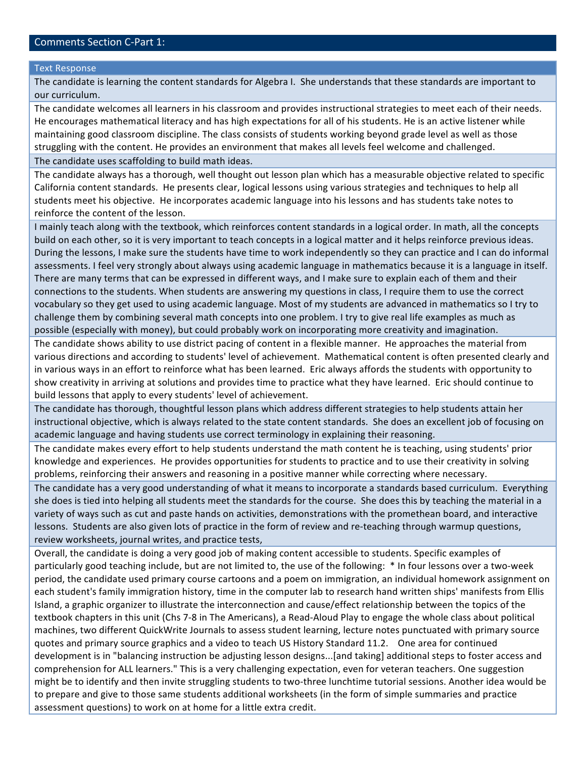## Comments Section C-Part 1:

| Text Response |
| --- |
| The candidate is learning the content standards for Algebra I. She understands that these standards are important to our curriculum. |
| The candidate welcomes all learners in his classroom and provides instructional strategies to meet each of their needs. He encourages mathematical literacy and has high expectations for all of his students. He is an active listener while maintaining good classroom discipline. The class consists of students working beyond grade level as well as those struggling with the content. He provides an environment that makes all levels feel welcome and challenged. |
| The candidate uses scaffolding to build math ideas. |
| The candidate always has a thorough, well thought out lesson plan which has a measurable objective related to specific California content standards. He presents clear, logical lessons using various strategies and techniques to help all students meet his objective. He incorporates academic language into his lessons and has students take notes to reinforce the content of the lesson. |
| I mainly teach along with the textbook, which reinforces content standards in a logical order. In math, all the concepts build on each other, so it is very important to teach concepts in a logical matter and it helps reinforce previous ideas. During the lessons, I make sure the students have time to work independently so they can practice and I can do informal assessments. I feel very strongly about always using academic language in mathematics because it is a language in itself. There are many terms that can be expressed in different ways, and I make sure to explain each of them and their connections to the students. When students are answering my questions in class, I require them to use the correct vocabulary so they get used to using academic language. Most of my students are advanced in mathematics so I try to challenge them by combining several math concepts into one problem. I try to give real life examples as much as possible (especially with money), but could probably work on incorporating more creativity and imagination. |
| The candidate shows ability to use district pacing of content in a flexible manner. He approaches the material from various directions and according to students' level of achievement. Mathematical content is often presented clearly and in various ways in an effort to reinforce what has been learned. Eric always affords the students with opportunity to show creativity in arriving at solutions and provides time to practice what they have learned. Eric should continue to build lessons that apply to every students' level of achievement. |
| The candidate has thorough, thoughtful lesson plans which address different strategies to help students attain her instructional objective, which is always related to the state content standards. She does an excellent job of focusing on academic language and having students use correct terminology in explaining their reasoning. |
| The candidate makes every effort to help students understand the math content he is teaching, using students' prior knowledge and experiences. He provides opportunities for students to practice and to use their creativity in solving problems, reinforcing their answers and reasoning in a positive manner while correcting where necessary. |
| The candidate has a very good understanding of what it means to incorporate a standards based curriculum. Everything she does is tied into helping all students meet the standards for the course. She does this by teaching the material in a variety of ways such as cut and paste hands on activities, demonstrations with the promethean board, and interactive lessons. Students are also given lots of practice in the form of review and re-teaching through warmup questions, review worksheets, journal writes, and practice tests, |
| Overall, the candidate is doing a very good job of making content accessible to students. Specific examples of particularly good teaching include, but are not limited to, the use of the following: * In four lessons over a two-week period, the candidate used primary course cartoons and a poem on immigration, an individual homework assignment on each student's family immigration history, time in the computer lab to research hand written ships' manifests from Ellis Island, a graphic organizer to illustrate the interconnection and cause/effect relationship between the topics of the textbook chapters in this unit (Chs 7-8 in The Americans), a Read-Aloud Play to engage the whole class about political machines, two different QuickWrite Journals to assess student learning, lecture notes punctuated with primary source quotes and primary source graphics and a video to teach US History Standard 11.2. One area for continued development is in "balancing instruction be adjusting lesson designs...[and taking] additional steps to foster access and comprehension for ALL learners." This is a very challenging expectation, even for veteran teachers. One suggestion might be to identify and then invite struggling students to two-three lunchtime tutorial sessions. Another idea would be to prepare and give to those same students additional worksheets (in the form of simple summaries and practice assessment questions) to work on at home for a little extra credit. |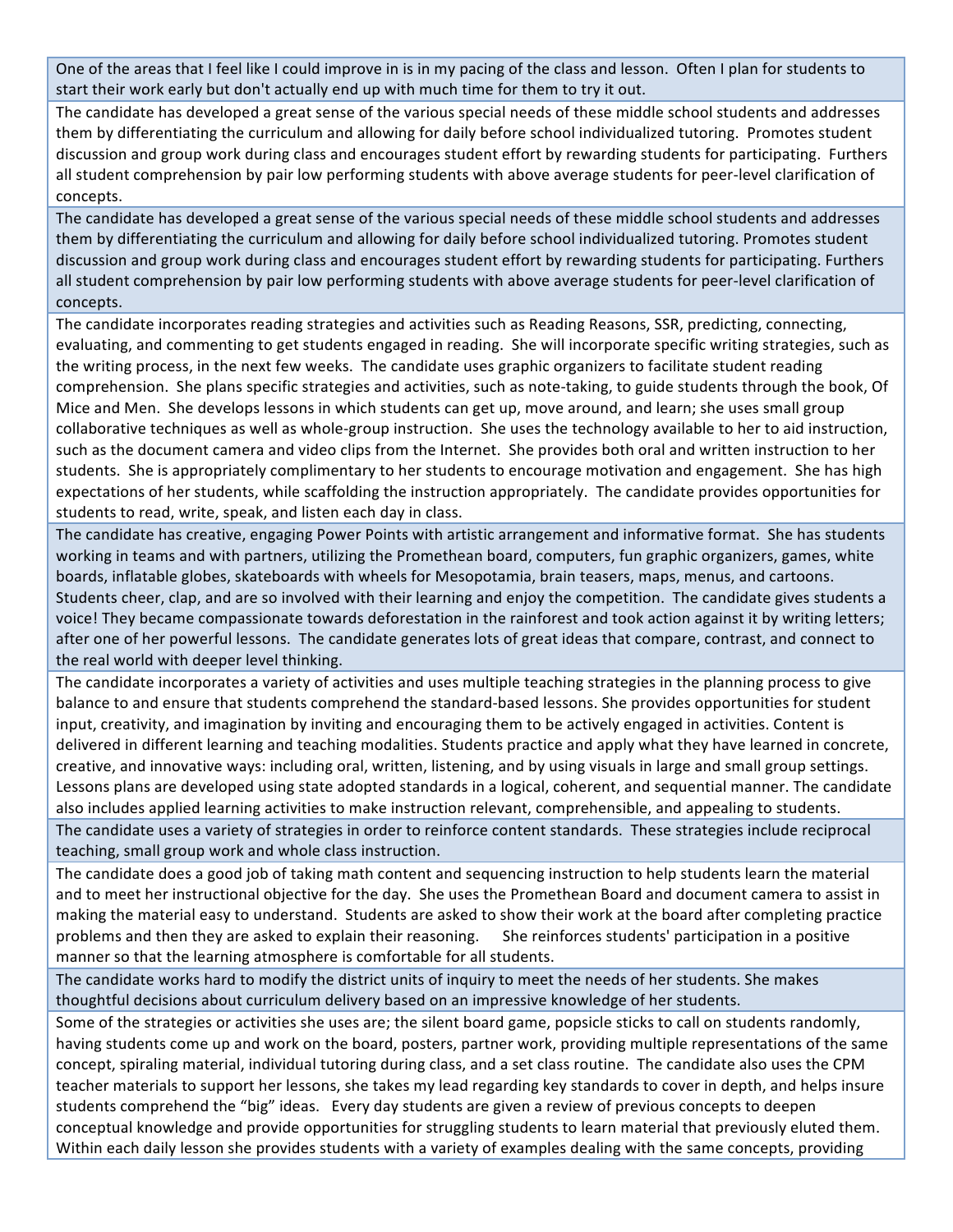| |
|---|
| One of the areas that I feel like I could improve in is in my pacing of the class and lesson. Often I plan for students to start their work early but don't actually end up with much time for them to try it out. |
| The candidate has developed a great sense of the various special needs of these middle school students and addresses them by differentiating the curriculum and allowing for daily before school individualized tutoring. Promotes student discussion and group work during class and encourages student effort by rewarding students for participating. Furthers all student comprehension by pair low performing students with above average students for peer-level clarification of concepts. |
| The candidate has developed a great sense of the various special needs of these middle school students and addresses them by differentiating the curriculum and allowing for daily before school individualized tutoring. Promotes student discussion and group work during class and encourages student effort by rewarding students for participating. Furthers all student comprehension by pair low performing students with above average students for peer-level clarification of concepts. |
| The candidate incorporates reading strategies and activities such as Reading Reasons, SSR, predicting, connecting, evaluating, and commenting to get students engaged in reading. She will incorporate specific writing strategies, such as the writing process, in the next few weeks. The candidate uses graphic organizers to facilitate student reading comprehension. She plans specific strategies and activities, such as note-taking, to guide students through the book, Of Mice and Men. She develops lessons in which students can get up, move around, and learn; she uses small group collaborative techniques as well as whole-group instruction. She uses the technology available to her to aid instruction, such as the document camera and video clips from the Internet. She provides both oral and written instruction to her students. She is appropriately complimentary to her students to encourage motivation and engagement. She has high expectations of her students, while scaffolding the instruction appropriately. The candidate provides opportunities for students to read, write, speak, and listen each day in class. |
| The candidate has creative, engaging Power Points with artistic arrangement and informative format. She has students working in teams and with partners, utilizing the Promethean board, computers, fun graphic organizers, games, white boards, inflatable globes, skateboards with wheels for Mesopotamia, brain teasers, maps, menus, and cartoons. Students cheer, clap, and are so involved with their learning and enjoy the competition. The candidate gives students a voice! They became compassionate towards deforestation in the rainforest and took action against it by writing letters; after one of her powerful lessons. The candidate generates lots of great ideas that compare, contrast, and connect to the real world with deeper level thinking. |
| The candidate incorporates a variety of activities and uses multiple teaching strategies in the planning process to give balance to and ensure that students comprehend the standard-based lessons. She provides opportunities for student input, creativity, and imagination by inviting and encouraging them to be actively engaged in activities. Content is delivered in different learning and teaching modalities. Students practice and apply what they have learned in concrete, creative, and innovative ways: including oral, written, listening, and by using visuals in large and small group settings. Lessons plans are developed using state adopted standards in a logical, coherent, and sequential manner. The candidate also includes applied learning activities to make instruction relevant, comprehensible, and appealing to students. |
| The candidate uses a variety of strategies in order to reinforce content standards. These strategies include reciprocal teaching, small group work and whole class instruction. |
| The candidate does a good job of taking math content and sequencing instruction to help students learn the material and to meet her instructional objective for the day. She uses the Promethean Board and document camera to assist in making the material easy to understand. Students are asked to show their work at the board after completing practice problems and then they are asked to explain their reasoning. She reinforces students' participation in a positive manner so that the learning atmosphere is comfortable for all students. |
| The candidate works hard to modify the district units of inquiry to meet the needs of her students. She makes thoughtful decisions about curriculum delivery based on an impressive knowledge of her students. |
| Some of the strategies or activities she uses are; the silent board game, popsicle sticks to call on students randomly, having students come up and work on the board, posters, partner work, providing multiple representations of the same concept, spiraling material, individual tutoring during class, and a set class routine. The candidate also uses the CPM teacher materials to support her lessons, she takes my lead regarding key standards to cover in depth, and helps insure students comprehend the "big" ideas. Every day students are given a review of previous concepts to deepen conceptual knowledge and provide opportunities for struggling students to learn material that previously eluted them. Within each daily lesson she provides students with a variety of examples dealing with the same concepts, providing |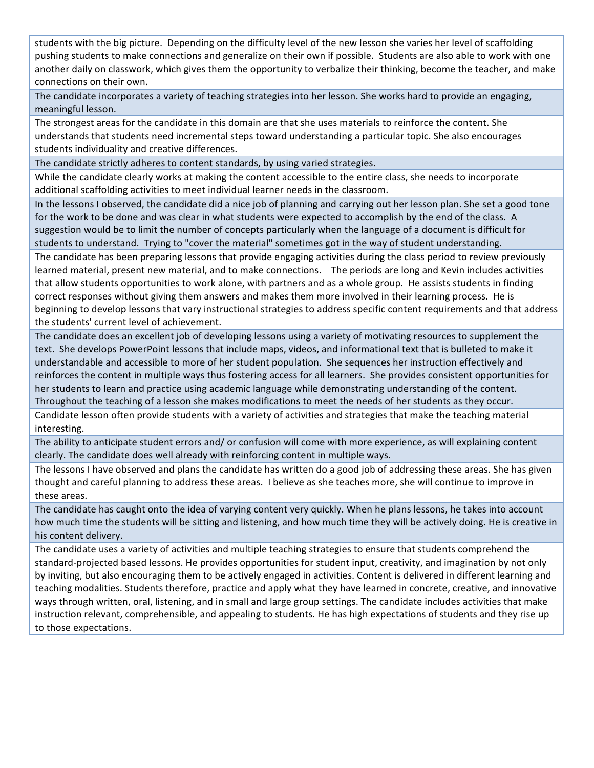| |
|---|
| students with the big picture. Depending on the difficulty level of the new lesson she varies her level of scaffolding pushing students to make connections and generalize on their own if possible. Students are also able to work with one another daily on classwork, which gives them the opportunity to verbalize their thinking, become the teacher, and make connections on their own. |
| The candidate incorporates a variety of teaching strategies into her lesson. She works hard to provide an engaging, meaningful lesson. |
| The strongest areas for the candidate in this domain are that she uses materials to reinforce the content. She understands that students need incremental steps toward understanding a particular topic. She also encourages students individuality and creative differences. |
| The candidate strictly adheres to content standards, by using varied strategies. |
| While the candidate clearly works at making the content accessible to the entire class, she needs to incorporate additional scaffolding activities to meet individual learner needs in the classroom. |
| In the lessons I observed, the candidate did a nice job of planning and carrying out her lesson plan. She set a good tone for the work to be done and was clear in what students were expected to accomplish by the end of the class. A suggestion would be to limit the number of concepts particularly when the language of a document is difficult for students to understand. Trying to "cover the material" sometimes got in the way of student understanding. |
| The candidate has been preparing lessons that provide engaging activities during the class period to review previously learned material, present new material, and to make connections. The periods are long and Kevin includes activities that allow students opportunities to work alone, with partners and as a whole group. He assists students in finding correct responses without giving them answers and makes them more involved in their learning process. He is beginning to develop lessons that vary instructional strategies to address specific content requirements and that address the students' current level of achievement. |
| The candidate does an excellent job of developing lessons using a variety of motivating resources to supplement the text. She develops PowerPoint lessons that include maps, videos, and informational text that is bulleted to make it understandable and accessible to more of her student population. She sequences her instruction effectively and reinforces the content in multiple ways thus fostering access for all learners. She provides consistent opportunities for her students to learn and practice using academic language while demonstrating understanding of the content. Throughout the teaching of a lesson she makes modifications to meet the needs of her students as they occur. |
| Candidate lesson often provide students with a variety of activities and strategies that make the teaching material interesting. |
| The ability to anticipate student errors and/ or confusion will come with more experience, as will explaining content clearly. The candidate does well already with reinforcing content in multiple ways. |
| The lessons I have observed and plans the candidate has written do a good job of addressing these areas. She has given thought and careful planning to address these areas. I believe as she teaches more, she will continue to improve in these areas. |
| The candidate has caught onto the idea of varying content very quickly. When he plans lessons, he takes into account how much time the students will be sitting and listening, and how much time they will be actively doing. He is creative in his content delivery. |
| The candidate uses a variety of activities and multiple teaching strategies to ensure that students comprehend the standard-projected based lessons. He provides opportunities for student input, creativity, and imagination by not only by inviting, but also encouraging them to be actively engaged in activities. Content is delivered in different learning and teaching modalities. Students therefore, practice and apply what they have learned in concrete, creative, and innovative ways through written, oral, listening, and in small and large group settings. The candidate includes activities that make instruction relevant, comprehensible, and appealing to students. He has high expectations of students and they rise up to those expectations. |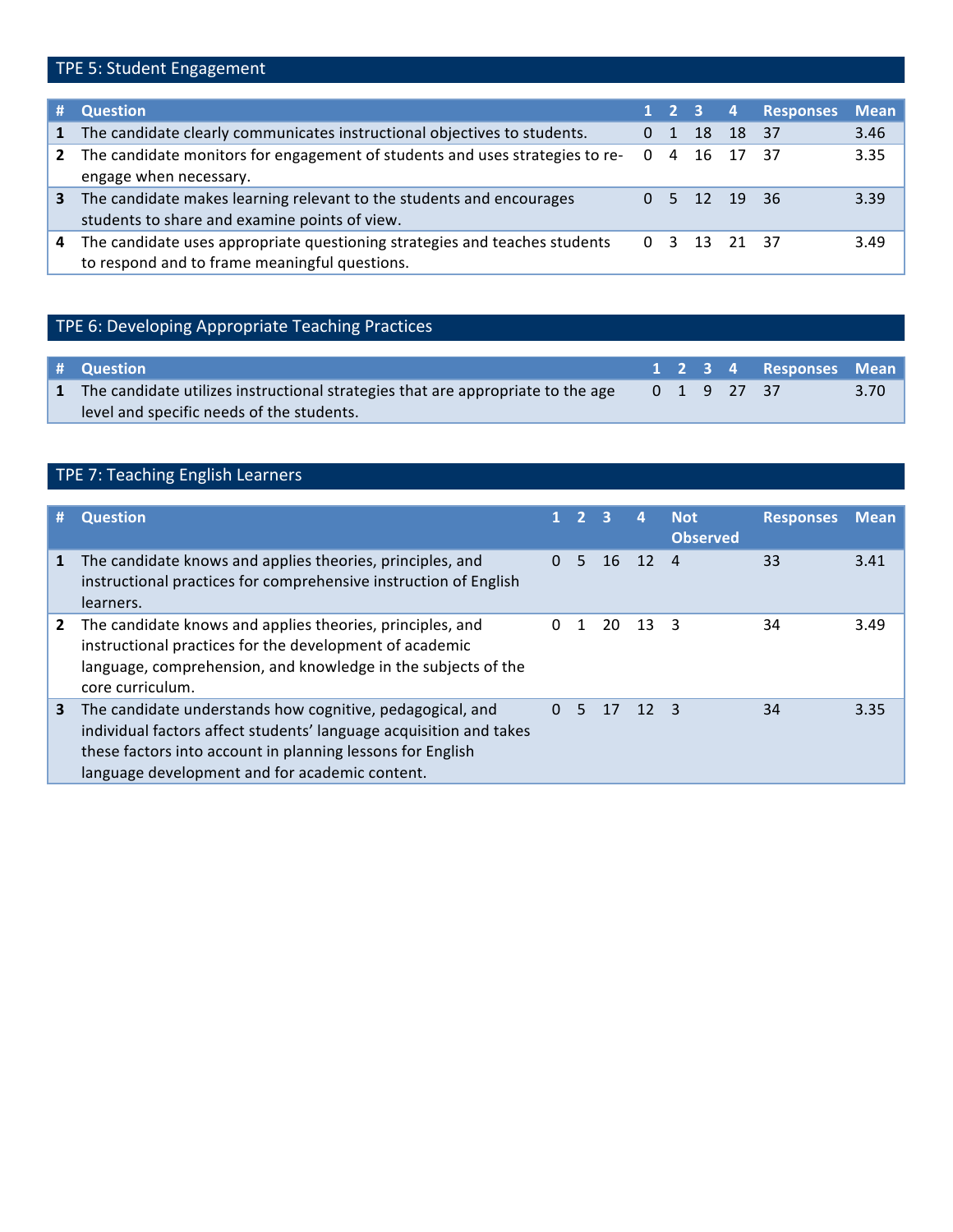## TPE 5: Student Engagement

| # | Question | 1 | 2 | 3 | 4 | Responses | Mean |
|---|---|---|---|---|---|---|---|
| 1 | The candidate clearly communicates instructional objectives to students. | 0 | 1 | 18 | 18 | 37 | 3.46 |
| 2 | The candidate monitors for engagement of students and uses strategies to re-engage when necessary. | 0 | 4 | 16 | 17 | 37 | 3.35 |
| 3 | The candidate makes learning relevant to the students and encourages students to share and examine points of view. | 0 | 5 | 12 | 19 | 36 | 3.39 |
| 4 | The candidate uses appropriate questioning strategies and teaches students to respond and to frame meaningful questions. | 0 | 3 | 13 | 21 | 37 | 3.49 |

## TPE 6: Developing Appropriate Teaching Practices

| # | Question | 1 | 2 | 3 | 4 | Responses | Mean |
|---|---|---|---|---|---|---|---|
| 1 | The candidate utilizes instructional strategies that are appropriate to the age level and specific needs of the students. | 0 | 1 | 9 | 27 | 37 | 3.70 |

## TPE 7: Teaching English Learners

| # | Question | 1 | 2 | 3 | 4 | Not Observed | Responses | Mean |
|---|---|---|---|---|---|---|---|---|
| 1 | The candidate knows and applies theories, principles, and instructional practices for comprehensive instruction of English learners. | 0 | 5 | 16 | 12 | 4 | 33 | 3.41 |
| 2 | The candidate knows and applies theories, principles, and instructional practices for the development of academic language, comprehension, and knowledge in the subjects of the core curriculum. | 0 | 1 | 20 | 13 | 3 | 34 | 3.49 |
| 3 | The candidate understands how cognitive, pedagogical, and individual factors affect students' language acquisition and takes these factors into account in planning lessons for English language development and for academic content. | 0 | 5 | 17 | 12 | 3 | 34 | 3.35 |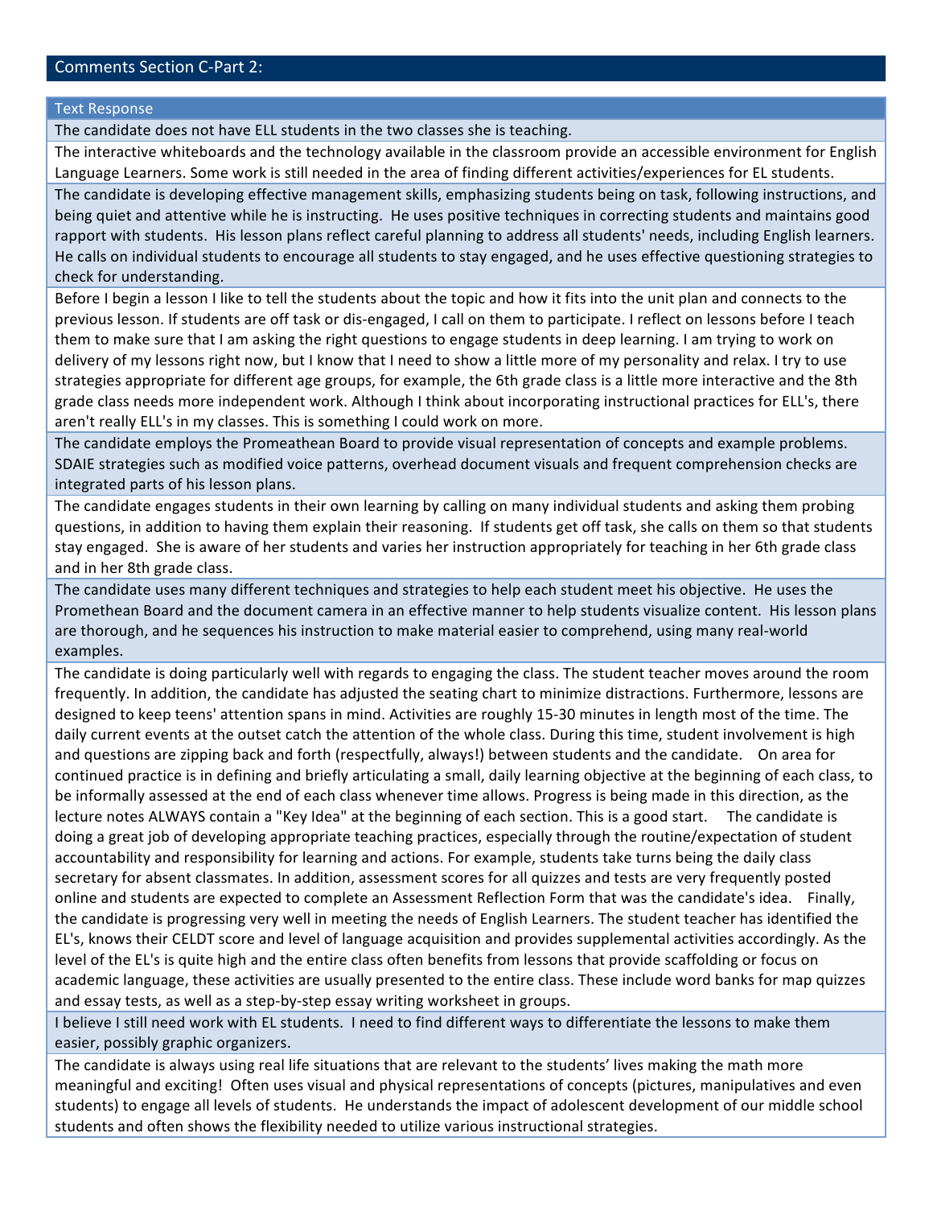## Comments Section C-Part 2:

| Text Response |
|---|
| The candidate does not have ELL students in the two classes she is teaching. |
| The interactive whiteboards and the technology available in the classroom provide an accessible environment for English Language Learners. Some work is still needed in the area of finding different activities/experiences for EL students. |
| The candidate is developing effective management skills, emphasizing students being on task, following instructions, and being quiet and attentive while he is instructing. He uses positive techniques in correcting students and maintains good rapport with students. His lesson plans reflect careful planning to address all students' needs, including English learners. He calls on individual students to encourage all students to stay engaged, and he uses effective questioning strategies to check for understanding. |
| Before I begin a lesson I like to tell the students about the topic and how it fits into the unit plan and connects to the previous lesson. If students are off task or dis-engaged, I call on them to participate. I reflect on lessons before I teach them to make sure that I am asking the right questions to engage students in deep learning. I am trying to work on delivery of my lessons right now, but I know that I need to show a little more of my personality and relax. I try to use strategies appropriate for different age groups, for example, the 6th grade class is a little more interactive and the 8th grade class needs more independent work. Although I think about incorporating instructional practices for ELL's, there aren't really ELL's in my classes. This is something I could work on more. |
| The candidate employs the Promeathean Board to provide visual representation of concepts and example problems. SDAIE strategies such as modified voice patterns, overhead document visuals and frequent comprehension checks are integrated parts of his lesson plans. |
| The candidate engages students in their own learning by calling on many individual students and asking them probing questions, in addition to having them explain their reasoning. If students get off task, she calls on them so that students stay engaged. She is aware of her students and varies her instruction appropriately for teaching in her 6th grade class and in her 8th grade class. |
| The candidate uses many different techniques and strategies to help each student meet his objective. He uses the Promethean Board and the document camera in an effective manner to help students visualize content. His lesson plans are thorough, and he sequences his instruction to make material easier to comprehend, using many real-world examples. |
| The candidate is doing particularly well with regards to engaging the class. The student teacher moves around the room frequently. In addition, the candidate has adjusted the seating chart to minimize distractions. Furthermore, lessons are designed to keep teens' attention spans in mind. Activities are roughly 15-30 minutes in length most of the time. The daily current events at the outset catch the attention of the whole class. During this time, student involvement is high and questions are zipping back and forth (respectfully, always!) between students and the candidate. On area for continued practice is in defining and briefly articulating a small, daily learning objective at the beginning of each class, to be informally assessed at the end of each class whenever time allows. Progress is being made in this direction, as the lecture notes ALWAYS contain a "Key Idea" at the beginning of each section. This is a good start. The candidate is doing a great job of developing appropriate teaching practices, especially through the routine/expectation of student accountability and responsibility for learning and actions. For example, students take turns being the daily class secretary for absent classmates. In addition, assessment scores for all quizzes and tests are very frequently posted online and students are expected to complete an Assessment Reflection Form that was the candidate's idea. Finally, the candidate is progressing very well in meeting the needs of English Learners. The student teacher has identified the EL's, knows their CELDT score and level of language acquisition and provides supplemental activities accordingly. As the level of the EL's is quite high and the entire class often benefits from lessons that provide scaffolding or focus on academic language, these activities are usually presented to the entire class. These include word banks for map quizzes and essay tests, as well as a step-by-step essay writing worksheet in groups. |
| I believe I still need work with EL students. I need to find different ways to differentiate the lessons to make them easier, possibly graphic organizers. |
| The candidate is always using real life situations that are relevant to the students' lives making the math more meaningful and exciting! Often uses visual and physical representations of concepts (pictures, manipulatives and even students) to engage all levels of students. He understands the impact of adolescent development of our middle school students and often shows the flexibility needed to utilize various instructional strategies. |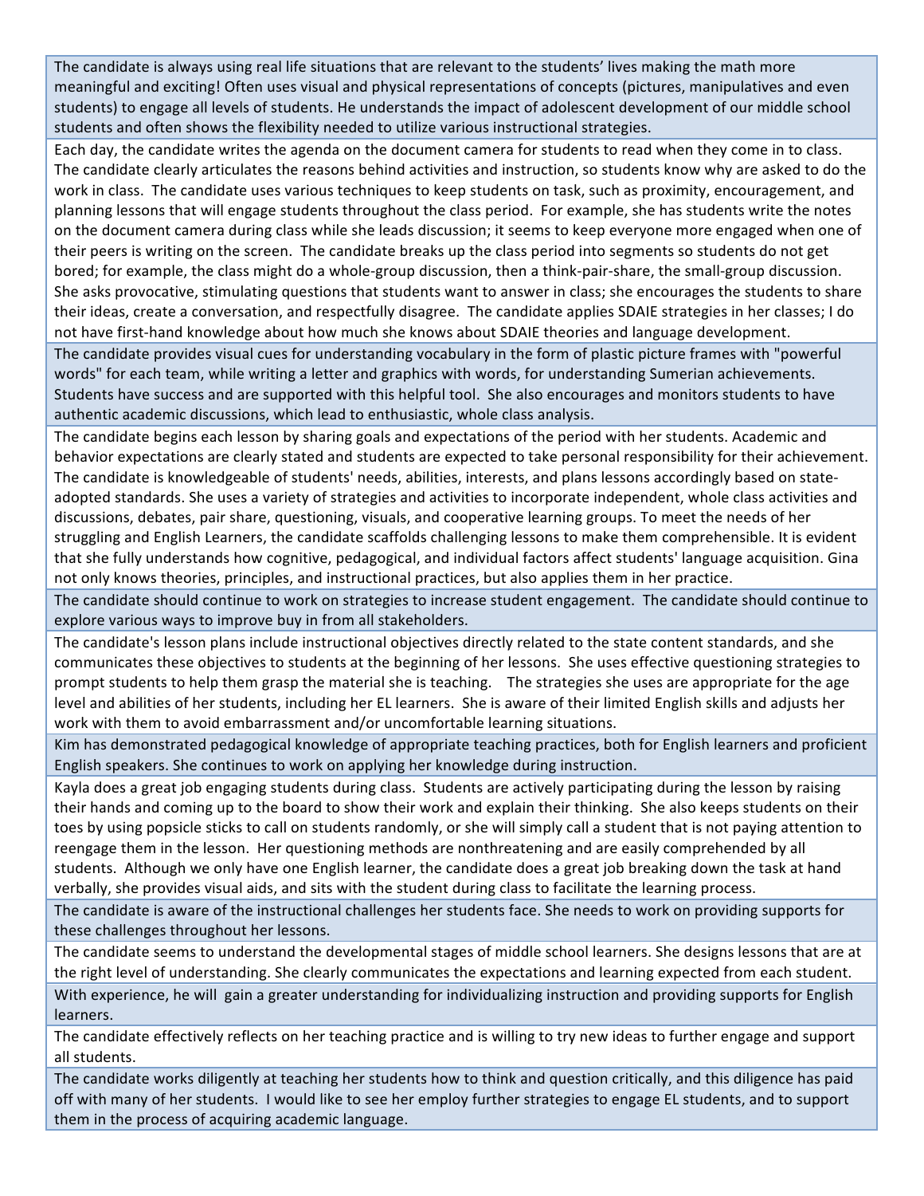| |
|---|
| The candidate is always using real life situations that are relevant to the students' lives making the math more meaningful and exciting! Often uses visual and physical representations of concepts (pictures, manipulatives and even students) to engage all levels of students. He understands the impact of adolescent development of our middle school students and often shows the flexibility needed to utilize various instructional strategies. |
| Each day, the candidate writes the agenda on the document camera for students to read when they come in to class. The candidate clearly articulates the reasons behind activities and instruction, so students know why are asked to do the work in class. The candidate uses various techniques to keep students on task, such as proximity, encouragement, and planning lessons that will engage students throughout the class period. For example, she has students write the notes on the document camera during class while she leads discussion; it seems to keep everyone more engaged when one of their peers is writing on the screen. The candidate breaks up the class period into segments so students do not get bored; for example, the class might do a whole-group discussion, then a think-pair-share, the small-group discussion. She asks provocative, stimulating questions that students want to answer in class; she encourages the students to share their ideas, create a conversation, and respectfully disagree. The candidate applies SDAIE strategies in her classes; I do not have first-hand knowledge about how much she knows about SDAIE theories and language development. |
| The candidate provides visual cues for understanding vocabulary in the form of plastic picture frames with "powerful words" for each team, while writing a letter and graphics with words, for understanding Sumerian achievements. Students have success and are supported with this helpful tool. She also encourages and monitors students to have authentic academic discussions, which lead to enthusiastic, whole class analysis. |
| The candidate begins each lesson by sharing goals and expectations of the period with her students. Academic and behavior expectations are clearly stated and students are expected to take personal responsibility for their achievement. The candidate is knowledgeable of students' needs, abilities, interests, and plans lessons accordingly based on state-adopted standards. She uses a variety of strategies and activities to incorporate independent, whole class activities and discussions, debates, pair share, questioning, visuals, and cooperative learning groups. To meet the needs of her struggling and English Learners, the candidate scaffolds challenging lessons to make them comprehensible. It is evident that she fully understands how cognitive, pedagogical, and individual factors affect students' language acquisition. Gina not only knows theories, principles, and instructional practices, but also applies them in her practice. |
| The candidate should continue to work on strategies to increase student engagement. The candidate should continue to explore various ways to improve buy in from all stakeholders. |
| The candidate's lesson plans include instructional objectives directly related to the state content standards, and she communicates these objectives to students at the beginning of her lessons. She uses effective questioning strategies to prompt students to help them grasp the material she is teaching. The strategies she uses are appropriate for the age level and abilities of her students, including her EL learners. She is aware of their limited English skills and adjusts her work with them to avoid embarrassment and/or uncomfortable learning situations. |
| Kim has demonstrated pedagogical knowledge of appropriate teaching practices, both for English learners and proficient English speakers. She continues to work on applying her knowledge during instruction. |
| Kayla does a great job engaging students during class. Students are actively participating during the lesson by raising their hands and coming up to the board to show their work and explain their thinking. She also keeps students on their toes by using popsicle sticks to call on students randomly, or she will simply call a student that is not paying attention to reengage them in the lesson. Her questioning methods are nonthreatening and are easily comprehended by all students. Although we only have one English learner, the candidate does a great job breaking down the task at hand verbally, she provides visual aids, and sits with the student during class to facilitate the learning process. |
| The candidate is aware of the instructional challenges her students face. She needs to work on providing supports for these challenges throughout her lessons. |
| The candidate seems to understand the developmental stages of middle school learners. She designs lessons that are at the right level of understanding. She clearly communicates the expectations and learning expected from each student. |
| With experience, he will gain a greater understanding for individualizing instruction and providing supports for English learners. |
| The candidate effectively reflects on her teaching practice and is willing to try new ideas to further engage and support all students. |
| The candidate works diligently at teaching her students how to think and question critically, and this diligence has paid off with many of her students. I would like to see her employ further strategies to engage EL students, and to support them in the process of acquiring academic language. |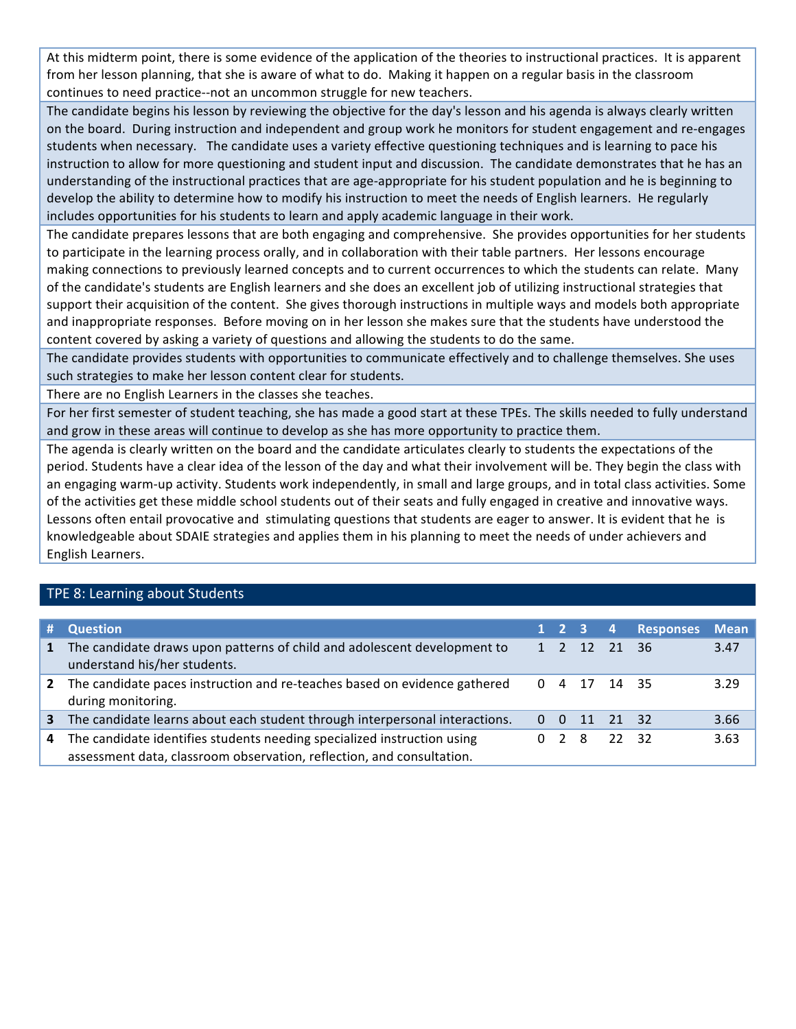At this midterm point, there is some evidence of the application of the theories to instructional practices. It is apparent from her lesson planning, that she is aware of what to do. Making it happen on a regular basis in the classroom continues to need practice--not an uncommon struggle for new teachers.

The candidate begins his lesson by reviewing the objective for the day's lesson and his agenda is always clearly written on the board. During instruction and independent and group work he monitors for student engagement and re-engages students when necessary. The candidate uses a variety effective questioning techniques and is learning to pace his instruction to allow for more questioning and student input and discussion. The candidate demonstrates that he has an understanding of the instructional practices that are age-appropriate for his student population and he is beginning to develop the ability to determine how to modify his instruction to meet the needs of English learners. He regularly includes opportunities for his students to learn and apply academic language in their work.

The candidate prepares lessons that are both engaging and comprehensive. She provides opportunities for her students to participate in the learning process orally, and in collaboration with their table partners. Her lessons encourage making connections to previously learned concepts and to current occurrences to which the students can relate. Many of the candidate's students are English learners and she does an excellent job of utilizing instructional strategies that support their acquisition of the content. She gives thorough instructions in multiple ways and models both appropriate and inappropriate responses. Before moving on in her lesson she makes sure that the students have understood the content covered by asking a variety of questions and allowing the students to do the same.

The candidate provides students with opportunities to communicate effectively and to challenge themselves. She uses such strategies to make her lesson content clear for students.

There are no English Learners in the classes she teaches.

For her first semester of student teaching, she has made a good start at these TPEs. The skills needed to fully understand and grow in these areas will continue to develop as she has more opportunity to practice them.

The agenda is clearly written on the board and the candidate articulates clearly to students the expectations of the period. Students have a clear idea of the lesson of the day and what their involvement will be. They begin the class with an engaging warm-up activity. Students work independently, in small and large groups, and in total class activities. Some of the activities get these middle school students out of their seats and fully engaged in creative and innovative ways. Lessons often entail provocative and stimulating questions that students are eager to answer. It is evident that he is knowledgeable about SDAIE strategies and applies them in his planning to meet the needs of under achievers and English Learners.

## TPE 8: Learning about Students

| # | Question | 1 | 2 | 3 | 4 | Responses | Mean |
|---|---|---|---|---|---|---|---|
| 1 | The candidate draws upon patterns of child and adolescent development to understand his/her students. | 1 | 2 | 12 | 21 | 36 | 3.47 |
| 2 | The candidate paces instruction and re-teaches based on evidence gathered during monitoring. | 0 | 4 | 17 | 14 | 35 | 3.29 |
| 3 | The candidate learns about each student through interpersonal interactions. | 0 | 0 | 11 | 21 | 32 | 3.66 |
| 4 | The candidate identifies students needing specialized instruction using assessment data, classroom observation, reflection, and consultation. | 0 | 2 | 8 | 22 | 32 | 3.63 |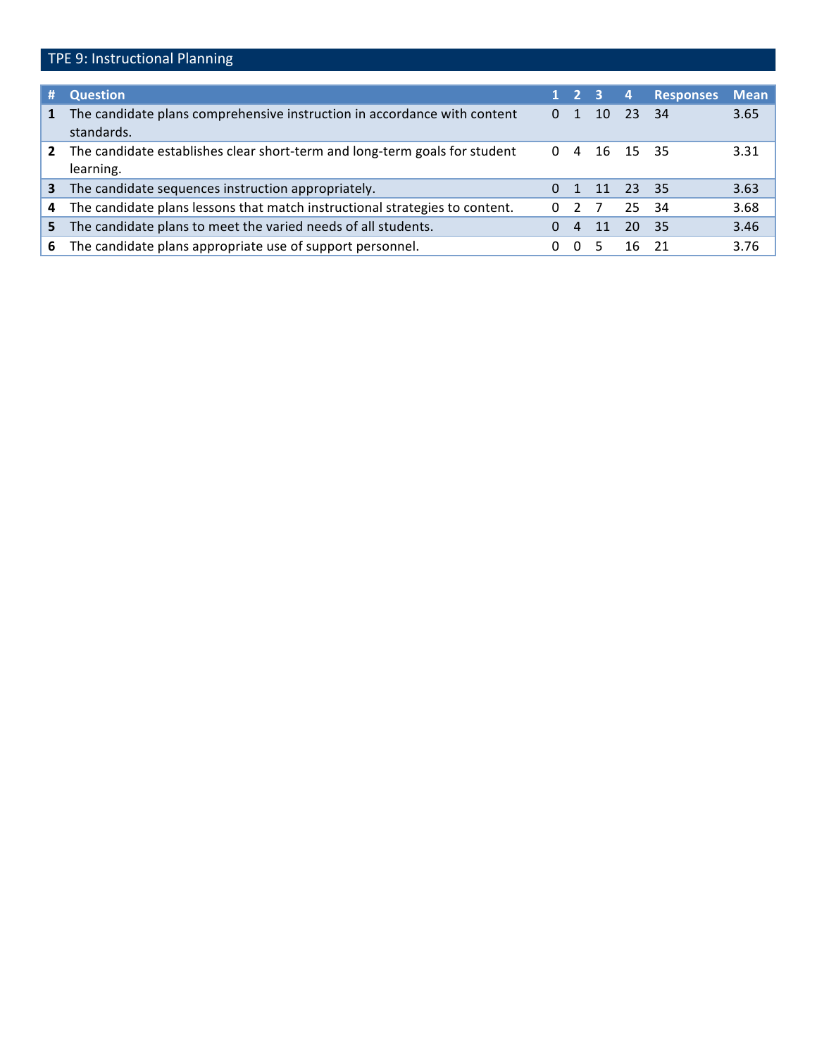## TPE 9: Instructional Planning

| # | Question | 1 | 2 | 3 | 4 | Responses | Mean |
|---|---|---|---|---|---|---|---|
| 1 | The candidate plans comprehensive instruction in accordance with content standards. | 0 | 1 | 10 | 23 | 34 | 3.65 |
| 2 | The candidate establishes clear short-term and long-term goals for student learning. | 0 | 4 | 16 | 15 | 35 | 3.31 |
| 3 | The candidate sequences instruction appropriately. | 0 | 1 | 11 | 23 | 35 | 3.63 |
| 4 | The candidate plans lessons that match instructional strategies to content. | 0 | 2 | 7 | 25 | 34 | 3.68 |
| 5 | The candidate plans to meet the varied needs of all students. | 0 | 4 | 11 | 20 | 35 | 3.46 |
| 6 | The candidate plans appropriate use of support personnel. | 0 | 0 | 5 | 16 | 21 | 3.76 |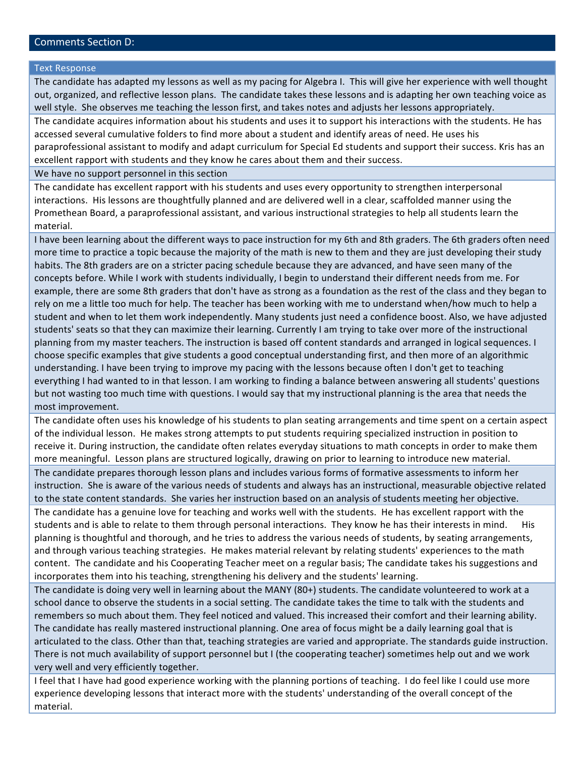## Comments Section D:

| Text Response |
|---|
| The candidate has adapted my lessons as well as my pacing for Algebra I. This will give her experience with well thought out, organized, and reflective lesson plans. The candidate takes these lessons and is adapting her own teaching voice as well style. She observes me teaching the lesson first, and takes notes and adjusts her lessons appropriately. |
| The candidate acquires information about his students and uses it to support his interactions with the students. He has accessed several cumulative folders to find more about a student and identify areas of need. He uses his paraprofessional assistant to modify and adapt curriculum for Special Ed students and support their success. Kris has an excellent rapport with students and they know he cares about them and their success. |
| We have no support personnel in this section |
| The candidate has excellent rapport with his students and uses every opportunity to strengthen interpersonal interactions. His lessons are thoughtfully planned and are delivered well in a clear, scaffolded manner using the Promethean Board, a paraprofessional assistant, and various instructional strategies to help all students learn the material. |
| I have been learning about the different ways to pace instruction for my 6th and 8th graders. The 6th graders often need more time to practice a topic because the majority of the math is new to them and they are just developing their study habits. The 8th graders are on a stricter pacing schedule because they are advanced, and have seen many of the concepts before. While I work with students individually, I begin to understand their different needs from me. For example, there are some 8th graders that don't have as strong as a foundation as the rest of the class and they began to rely on me a little too much for help. The teacher has been working with me to understand when/how much to help a student and when to let them work independently. Many students just need a confidence boost. Also, we have adjusted students' seats so that they can maximize their learning. Currently I am trying to take over more of the instructional planning from my master teachers. The instruction is based off content standards and arranged in logical sequences. I choose specific examples that give students a good conceptual understanding first, and then more of an algorithmic understanding. I have been trying to improve my pacing with the lessons because often I don't get to teaching everything I had wanted to in that lesson. I am working to finding a balance between answering all students' questions but not wasting too much time with questions. I would say that my instructional planning is the area that needs the most improvement. |
| The candidate often uses his knowledge of his students to plan seating arrangements and time spent on a certain aspect of the individual lesson. He makes strong attempts to put students requiring specialized instruction in position to receive it. During instruction, the candidate often relates everyday situations to math concepts in order to make them more meaningful. Lesson plans are structured logically, drawing on prior to learning to introduce new material. |
| The candidate prepares thorough lesson plans and includes various forms of formative assessments to inform her instruction. She is aware of the various needs of students and always has an instructional, measurable objective related to the state content standards. She varies her instruction based on an analysis of students meeting her objective. |
| The candidate has a genuine love for teaching and works well with the students. He has excellent rapport with the students and is able to relate to them through personal interactions. They know he has their interests in mind. His planning is thoughtful and thorough, and he tries to address the various needs of students, by seating arrangements, and through various teaching strategies. He makes material relevant by relating students' experiences to the math content. The candidate and his Cooperating Teacher meet on a regular basis; The candidate takes his suggestions and incorporates them into his teaching, strengthening his delivery and the students' learning. |
| The candidate is doing very well in learning about the MANY (80+) students. The candidate volunteered to work at a school dance to observe the students in a social setting. The candidate takes the time to talk with the students and remembers so much about them. They feel noticed and valued. This increased their comfort and their learning ability. The candidate has really mastered instructional planning. One area of focus might be a daily learning goal that is articulated to the class. Other than that, teaching strategies are varied and appropriate. The standards guide instruction. There is not much availability of support personnel but I (the cooperating teacher) sometimes help out and we work very well and very efficiently together. |
| I feel that I have had good experience working with the planning portions of teaching. I do feel like I could use more experience developing lessons that interact more with the students' understanding of the overall concept of the material. |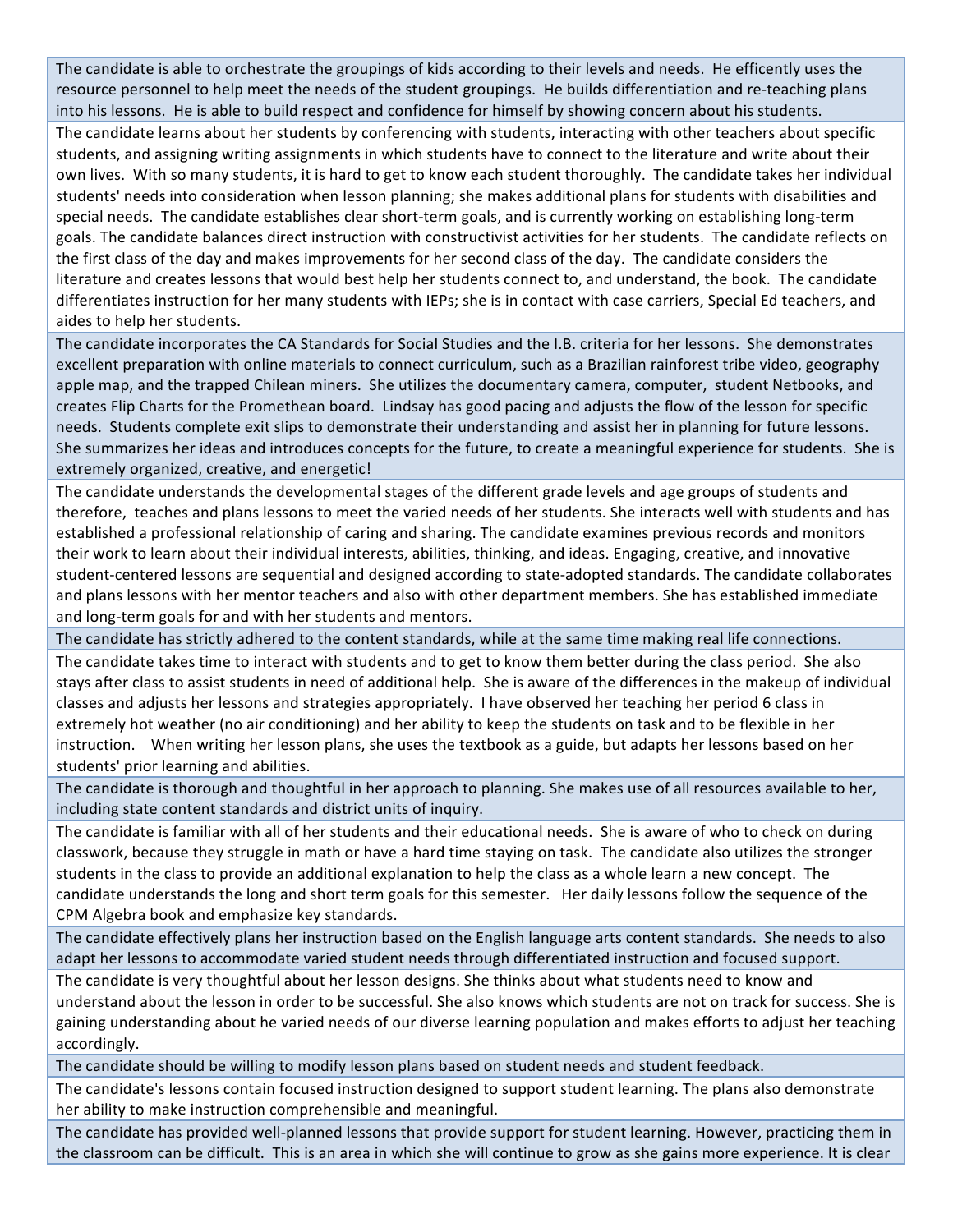| |
|---|
| The candidate is able to orchestrate the groupings of kids according to their levels and needs. He efficently uses the resource personnel to help meet the needs of the student groupings. He builds differentiation and re-teaching plans into his lessons. He is able to build respect and confidence for himself by showing concern about his students. |
| The candidate learns about her students by conferencing with students, interacting with other teachers about specific students, and assigning writing assignments in which students have to connect to the literature and write about their own lives. With so many students, it is hard to get to know each student thoroughly. The candidate takes her individual students' needs into consideration when lesson planning; she makes additional plans for students with disabilities and special needs. The candidate establishes clear short-term goals, and is currently working on establishing long-term goals. The candidate balances direct instruction with constructivist activities for her students. The candidate reflects on the first class of the day and makes improvements for her second class of the day. The candidate considers the literature and creates lessons that would best help her students connect to, and understand, the book. The candidate differentiates instruction for her many students with IEPs; she is in contact with case carriers, Special Ed teachers, and aides to help her students. |
| The candidate incorporates the CA Standards for Social Studies and the I.B. criteria for her lessons. She demonstrates excellent preparation with online materials to connect curriculum, such as a Brazilian rainforest tribe video, geography apple map, and the trapped Chilean miners. She utilizes the documentary camera, computer, student Netbooks, and creates Flip Charts for the Promethean board. Lindsay has good pacing and adjusts the flow of the lesson for specific needs. Students complete exit slips to demonstrate their understanding and assist her in planning for future lessons. She summarizes her ideas and introduces concepts for the future, to create a meaningful experience for students. She is extremely organized, creative, and energetic! |
| The candidate understands the developmental stages of the different grade levels and age groups of students and therefore, teaches and plans lessons to meet the varied needs of her students. She interacts well with students and has established a professional relationship of caring and sharing. The candidate examines previous records and monitors their work to learn about their individual interests, abilities, thinking, and ideas. Engaging, creative, and innovative student-centered lessons are sequential and designed according to state-adopted standards. The candidate collaborates and plans lessons with her mentor teachers and also with other department members. She has established immediate and long-term goals for and with her students and mentors. |
| The candidate has strictly adhered to the content standards, while at the same time making real life connections. |
| The candidate takes time to interact with students and to get to know them better during the class period. She also stays after class to assist students in need of additional help. She is aware of the differences in the makeup of individual classes and adjusts her lessons and strategies appropriately. I have observed her teaching her period 6 class in extremely hot weather (no air conditioning) and her ability to keep the students on task and to be flexible in her instruction. When writing her lesson plans, she uses the textbook as a guide, but adapts her lessons based on her students' prior learning and abilities. |
| The candidate is thorough and thoughtful in her approach to planning. She makes use of all resources available to her, including state content standards and district units of inquiry. |
| The candidate is familiar with all of her students and their educational needs. She is aware of who to check on during classwork, because they struggle in math or have a hard time staying on task. The candidate also utilizes the stronger students in the class to provide an additional explanation to help the class as a whole learn a new concept. The candidate understands the long and short term goals for this semester. Her daily lessons follow the sequence of the CPM Algebra book and emphasize key standards. |
| The candidate effectively plans her instruction based on the English language arts content standards. She needs to also adapt her lessons to accommodate varied student needs through differentiated instruction and focused support. |
| The candidate is very thoughtful about her lesson designs. She thinks about what students need to know and understand about the lesson in order to be successful. She also knows which students are not on track for success. She is gaining understanding about he varied needs of our diverse learning population and makes efforts to adjust her teaching accordingly. |
| The candidate should be willing to modify lesson plans based on student needs and student feedback. |
| The candidate's lessons contain focused instruction designed to support student learning. The plans also demonstrate her ability to make instruction comprehensible and meaningful. |
| The candidate has provided well-planned lessons that provide support for student learning. However, practicing them in the classroom can be difficult. This is an area in which she will continue to grow as she gains more experience. It is clear |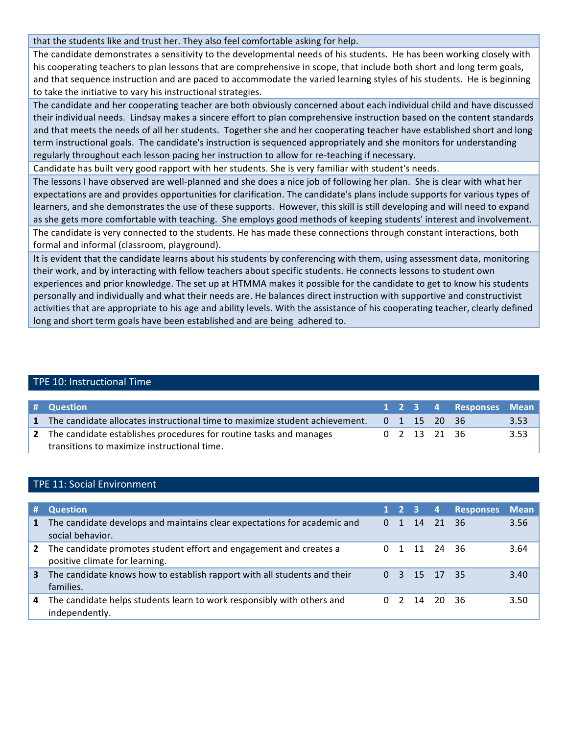| |
|---|
| that the students like and trust her. They also feel comfortable asking for help. |
| The candidate demonstrates a sensitivity to the developmental needs of his students. He has been working closely with his cooperating teachers to plan lessons that are comprehensive in scope, that include both short and long term goals, and that sequence instruction and are paced to accommodate the varied learning styles of his students. He is beginning to take the initiative to vary his instructional strategies. |
| The candidate and her cooperating teacher are both obviously concerned about each individual child and have discussed their individual needs. Lindsay makes a sincere effort to plan comprehensive instruction based on the content standards and that meets the needs of all her students. Together she and her cooperating teacher have established short and long term instructional goals. The candidate's instruction is sequenced appropriately and she monitors for understanding regularly throughout each lesson pacing her instruction to allow for re-teaching if necessary. |
| Candidate has built very good rapport with her students. She is very familiar with student's needs. |
| The lessons I have observed are well-planned and she does a nice job of following her plan. She is clear with what her expectations are and provides opportunities for clarification. The candidate's plans include supports for various types of learners, and she demonstrates the use of these supports. However, this skill is still developing and will need to expand as she gets more comfortable with teaching. She employs good methods of keeping students' interest and involvement. |
| The candidate is very connected to the students. He has made these connections through constant interactions, both formal and informal (classroom, playground). |
| It is evident that the candidate learns about his students by conferencing with them, using assessment data, monitoring their work, and by interacting with fellow teachers about specific students. He connects lessons to student own experiences and prior knowledge. The set up at HTMMA makes it possible for the candidate to get to know his students personally and individually and what their needs are. He balances direct instruction with supportive and constructivist activities that are appropriate to his age and ability levels. With the assistance of his cooperating teacher, clearly defined long and short term goals have been established and are being adhered to. |

## TPE 10: Instructional Time

| # | Question | 1 | 2 | 3 | 4 | Responses | Mean |
|---|---|---|---|---|---|---|---|
| 1 | The candidate allocates instructional time to maximize student achievement. | 0 | 1 | 15 | 20 | 36 | 3.53 |
| 2 | The candidate establishes procedures for routine tasks and manages transitions to maximize instructional time. | 0 | 2 | 13 | 21 | 36 | 3.53 |

## TPE 11: Social Environment

| # | Question | 1 | 2 | 3 | 4 | Responses | Mean |
|---|---|---|---|---|---|---|---|
| 1 | The candidate develops and maintains clear expectations for academic and social behavior. | 0 | 1 | 14 | 21 | 36 | 3.56 |
| 2 | The candidate promotes student effort and engagement and creates a positive climate for learning. | 0 | 1 | 11 | 24 | 36 | 3.64 |
| 3 | The candidate knows how to establish rapport with all students and their families. | 0 | 3 | 15 | 17 | 35 | 3.40 |
| 4 | The candidate helps students learn to work responsibly with others and independently. | 0 | 2 | 14 | 20 | 36 | 3.50 |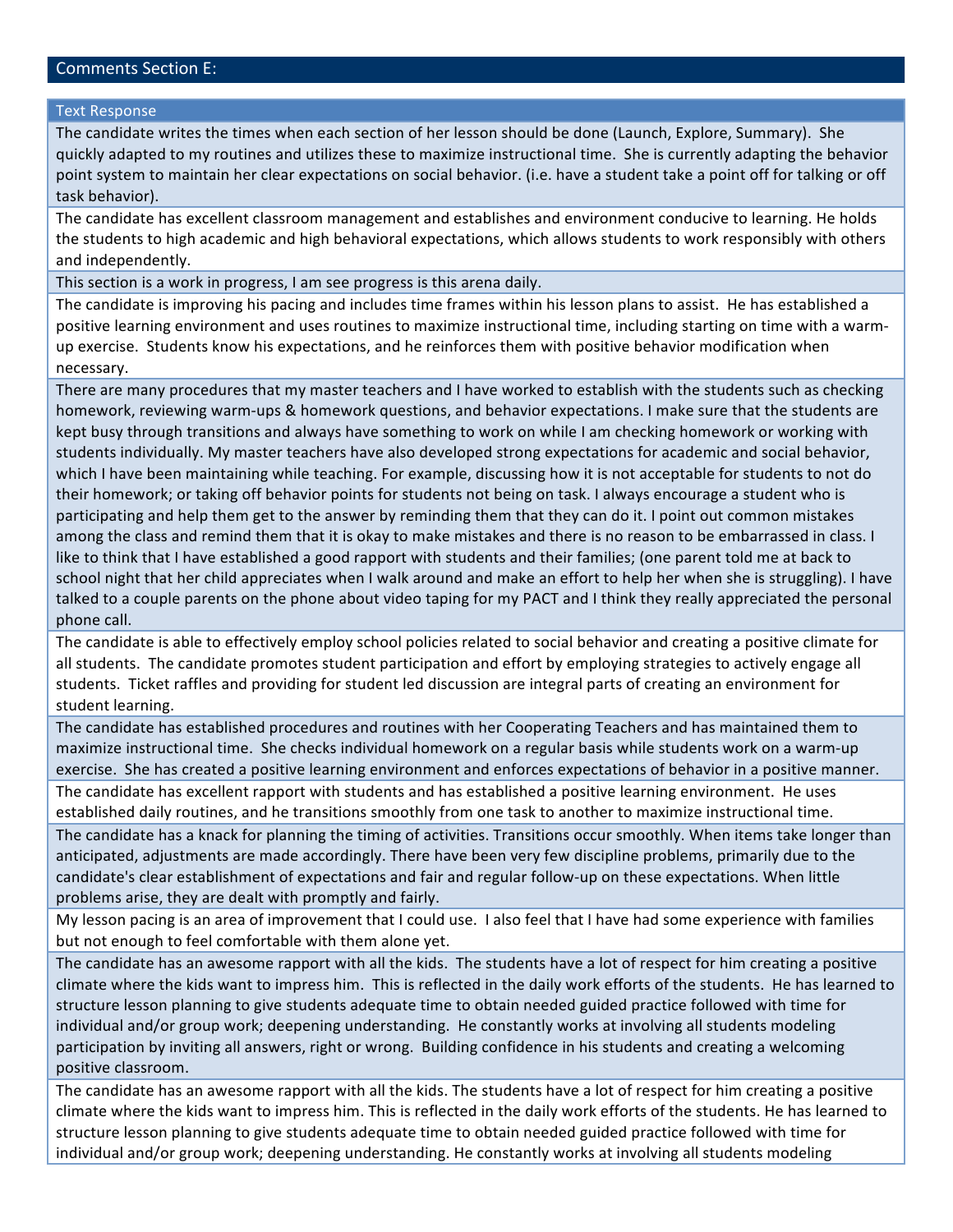## Comments Section E:

| Text Response |
|---|
| The candidate writes the times when each section of her lesson should be done (Launch, Explore, Summary). She quickly adapted to my routines and utilizes these to maximize instructional time. She is currently adapting the behavior point system to maintain her clear expectations on social behavior. (i.e. have a student take a point off for talking or off task behavior). |
| The candidate has excellent classroom management and establishes and environment conducive to learning. He holds the students to high academic and high behavioral expectations, which allows students to work responsibly with others and independently. |
| This section is a work in progress, I am see progress is this arena daily. |
| The candidate is improving his pacing and includes time frames within his lesson plans to assist. He has established a positive learning environment and uses routines to maximize instructional time, including starting on time with a warm-up exercise. Students know his expectations, and he reinforces them with positive behavior modification when necessary. |
| There are many procedures that my master teachers and I have worked to establish with the students such as checking homework, reviewing warm-ups & homework questions, and behavior expectations. I make sure that the students are kept busy through transitions and always have something to work on while I am checking homework or working with students individually. My master teachers have also developed strong expectations for academic and social behavior, which I have been maintaining while teaching. For example, discussing how it is not acceptable for students to not do their homework; or taking off behavior points for students not being on task. I always encourage a student who is participating and help them get to the answer by reminding them that they can do it. I point out common mistakes among the class and remind them that it is okay to make mistakes and there is no reason to be embarrassed in class. I like to think that I have established a good rapport with students and their families; (one parent told me at back to school night that her child appreciates when I walk around and make an effort to help her when she is struggling). I have talked to a couple parents on the phone about video taping for my PACT and I think they really appreciated the personal phone call. |
| The candidate is able to effectively employ school policies related to social behavior and creating a positive climate for all students. The candidate promotes student participation and effort by employing strategies to actively engage all students. Ticket raffles and providing for student led discussion are integral parts of creating an environment for student learning. |
| The candidate has established procedures and routines with her Cooperating Teachers and has maintained them to maximize instructional time. She checks individual homework on a regular basis while students work on a warm-up exercise. She has created a positive learning environment and enforces expectations of behavior in a positive manner. |
| The candidate has excellent rapport with students and has established a positive learning environment. He uses established daily routines, and he transitions smoothly from one task to another to maximize instructional time. |
| The candidate has a knack for planning the timing of activities. Transitions occur smoothly. When items take longer than anticipated, adjustments are made accordingly. There have been very few discipline problems, primarily due to the candidate's clear establishment of expectations and fair and regular follow-up on these expectations. When little problems arise, they are dealt with promptly and fairly. |
| My lesson pacing is an area of improvement that I could use. I also feel that I have had some experience with families but not enough to feel comfortable with them alone yet. |
| The candidate has an awesome rapport with all the kids. The students have a lot of respect for him creating a positive climate where the kids want to impress him. This is reflected in the daily work efforts of the students. He has learned to structure lesson planning to give students adequate time to obtain needed guided practice followed with time for individual and/or group work; deepening understanding. He constantly works at involving all students modeling participation by inviting all answers, right or wrong. Building confidence in his students and creating a welcoming positive classroom. |
| The candidate has an awesome rapport with all the kids. The students have a lot of respect for him creating a positive climate where the kids want to impress him. This is reflected in the daily work efforts of the students. He has learned to structure lesson planning to give students adequate time to obtain needed guided practice followed with time for individual and/or group work; deepening understanding. He constantly works at involving all students modeling |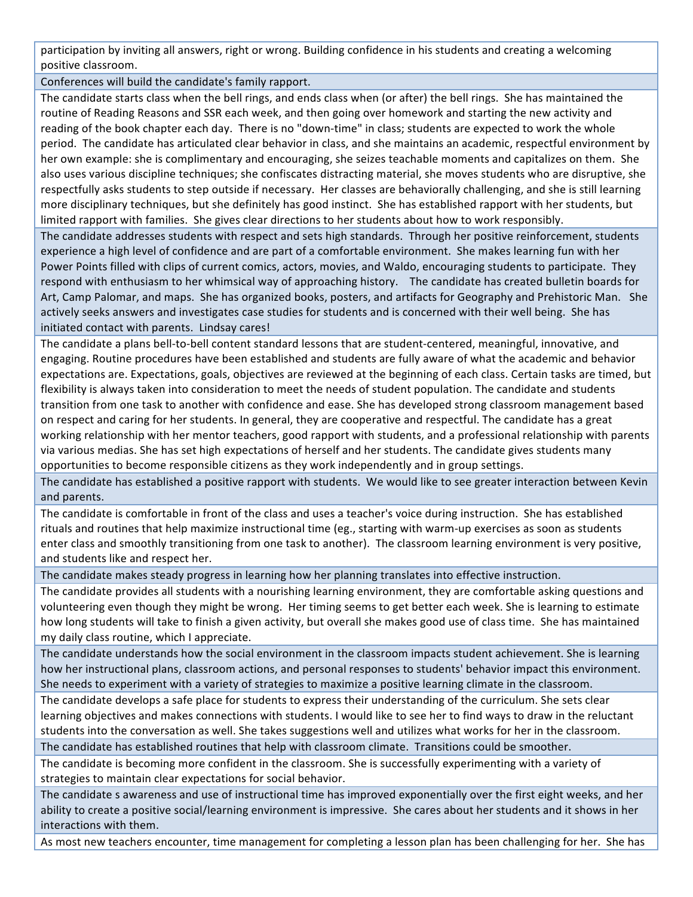| |
|---|
| participation by inviting all answers, right or wrong. Building confidence in his students and creating a welcoming positive classroom. |
| Conferences will build the candidate's family rapport. |
| The candidate starts class when the bell rings, and ends class when (or after) the bell rings. She has maintained the routine of Reading Reasons and SSR each week, and then going over homework and starting the new activity and reading of the book chapter each day. There is no "down-time" in class; students are expected to work the whole period. The candidate has articulated clear behavior in class, and she maintains an academic, respectful environment by her own example: she is complimentary and encouraging, she seizes teachable moments and capitalizes on them. She also uses various discipline techniques; she confiscates distracting material, she moves students who are disruptive, she respectfully asks students to step outside if necessary. Her classes are behaviorally challenging, and she is still learning more disciplinary techniques, but she definitely has good instinct. She has established rapport with her students, but limited rapport with families. She gives clear directions to her students about how to work responsibly. |
| The candidate addresses students with respect and sets high standards. Through her positive reinforcement, students experience a high level of confidence and are part of a comfortable environment. She makes learning fun with her Power Points filled with clips of current comics, actors, movies, and Waldo, encouraging students to participate. They respond with enthusiasm to her whimsical way of approaching history. The candidate has created bulletin boards for Art, Camp Palomar, and maps. She has organized books, posters, and artifacts for Geography and Prehistoric Man. She actively seeks answers and investigates case studies for students and is concerned with their well being. She has initiated contact with parents. Lindsay cares! |
| The candidate a plans bell-to-bell content standard lessons that are student-centered, meaningful, innovative, and engaging. Routine procedures have been established and students are fully aware of what the academic and behavior expectations are. Expectations, goals, objectives are reviewed at the beginning of each class. Certain tasks are timed, but flexibility is always taken into consideration to meet the needs of student population. The candidate and students transition from one task to another with confidence and ease. She has developed strong classroom management based on respect and caring for her students. In general, they are cooperative and respectful. The candidate has a great working relationship with her mentor teachers, good rapport with students, and a professional relationship with parents via various medias. She has set high expectations of herself and her students. The candidate gives students many opportunities to become responsible citizens as they work independently and in group settings. |
| The candidate has established a positive rapport with students. We would like to see greater interaction between Kevin and parents. |
| The candidate is comfortable in front of the class and uses a teacher's voice during instruction. She has established rituals and routines that help maximize instructional time (eg., starting with warm-up exercises as soon as students enter class and smoothly transitioning from one task to another). The classroom learning environment is very positive, and students like and respect her. |
| The candidate makes steady progress in learning how her planning translates into effective instruction. |
| The candidate provides all students with a nourishing learning environment, they are comfortable asking questions and volunteering even though they might be wrong. Her timing seems to get better each week. She is learning to estimate how long students will take to finish a given activity, but overall she makes good use of class time. She has maintained my daily class routine, which I appreciate. |
| The candidate understands how the social environment in the classroom impacts student achievement. She is learning how her instructional plans, classroom actions, and personal responses to students' behavior impact this environment. She needs to experiment with a variety of strategies to maximize a positive learning climate in the classroom. |
| The candidate develops a safe place for students to express their understanding of the curriculum. She sets clear learning objectives and makes connections with students. I would like to see her to find ways to draw in the reluctant students into the conversation as well. She takes suggestions well and utilizes what works for her in the classroom. |
| The candidate has established routines that help with classroom climate. Transitions could be smoother. |
| The candidate is becoming more confident in the classroom. She is successfully experimenting with a variety of strategies to maintain clear expectations for social behavior. |
| The candidate s awareness and use of instructional time has improved exponentially over the first eight weeks, and her ability to create a positive social/learning environment is impressive. She cares about her students and it shows in her interactions with them. |
| As most new teachers encounter, time management for completing a lesson plan has been challenging for her. She has |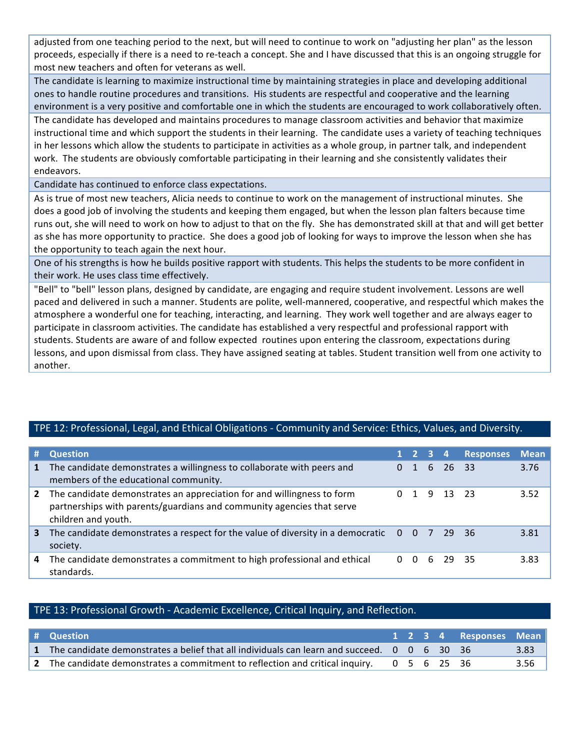| |
|---|
| adjusted from one teaching period to the next, but will need to continue to work on "adjusting her plan" as the lesson proceeds, especially if there is a need to re-teach a concept. She and I have discussed that this is an ongoing struggle for most new teachers and often for veterans as well. |
| The candidate is learning to maximize instructional time by maintaining strategies in place and developing additional ones to handle routine procedures and transitions. His students are respectful and cooperative and the learning environment is a very positive and comfortable one in which the students are encouraged to work collaboratively often. |
| The candidate has developed and maintains procedures to manage classroom activities and behavior that maximize instructional time and which support the students in their learning. The candidate uses a variety of teaching techniques in her lessons which allow the students to participate in activities as a whole group, in partner talk, and independent work. The students are obviously comfortable participating in their learning and she consistently validates their endeavors. |
| Candidate has continued to enforce class expectations. |
| As is true of most new teachers, Alicia needs to continue to work on the management of instructional minutes. She does a good job of involving the students and keeping them engaged, but when the lesson plan falters because time runs out, she will need to work on how to adjust to that on the fly. She has demonstrated skill at that and will get better as she has more opportunity to practice. She does a good job of looking for ways to improve the lesson when she has the opportunity to teach again the next hour. |
| One of his strengths is how he builds positive rapport with students. This helps the students to be more confident in their work. He uses class time effectively. |
| "Bell" to "bell" lesson plans, designed by candidate, are engaging and require student involvement. Lessons are well paced and delivered in such a manner. Students are polite, well-mannered, cooperative, and respectful which makes the atmosphere a wonderful one for teaching, interacting, and learning. They work well together and are always eager to participate in classroom activities. The candidate has established a very respectful and professional rapport with students. Students are aware of and follow expected routines upon entering the classroom, expectations during lessons, and upon dismissal from class. They have assigned seating at tables. Student transition well from one activity to another. |

## TPE 12: Professional, Legal, and Ethical Obligations - Community and Service: Ethics, Values, and Diversity.

| # | Question | 1 | 2 | 3 | 4 | Responses | Mean |
|---|---|---|---|---|---|---|---|
| 1 | The candidate demonstrates a willingness to collaborate with peers and members of the educational community. | 0 | 1 | 6 | 26 | 33 | 3.76 |
| 2 | The candidate demonstrates an appreciation for and willingness to form partnerships with parents/guardians and community agencies that serve children and youth. | 0 | 1 | 9 | 13 | 23 | 3.52 |
| 3 | The candidate demonstrates a respect for the value of diversity in a democratic society. | 0 | 0 | 7 | 29 | 36 | 3.81 |
| 4 | The candidate demonstrates a commitment to high professional and ethical standards. | 0 | 0 | 6 | 29 | 35 | 3.83 |

## TPE 13: Professional Growth - Academic Excellence, Critical Inquiry, and Reflection.

| # | Question | 1 | 2 | 3 | 4 | Responses | Mean |
|---|---|---|---|---|---|---|---|
| 1 | The candidate demonstrates a belief that all individuals can learn and succeed. | 0 | 0 | 6 | 30 | 36 | 3.83 |
| 2 | The candidate demonstrates a commitment to reflection and critical inquiry. | 0 | 5 | 6 | 25 | 36 | 3.56 |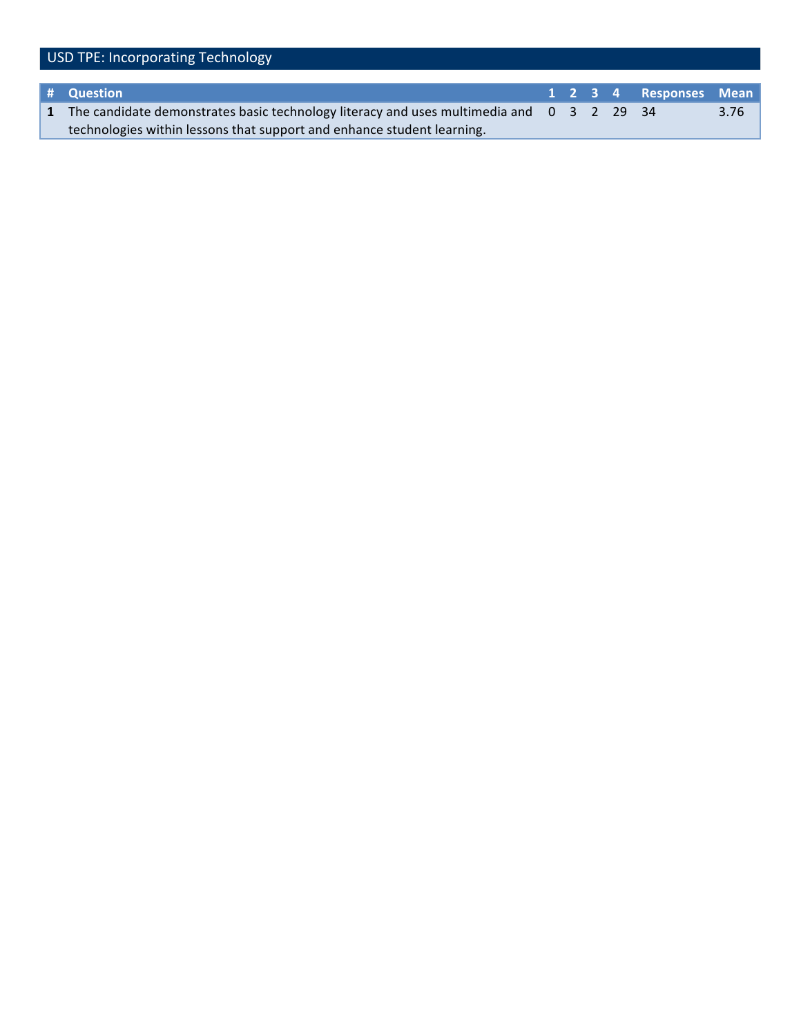## USD TPE: Incorporating Technology

| # | Question | 1 | 2 | 3 | 4 | Responses | Mean |
|---|---|---|---|---|---|---|---|
| 1 | The candidate demonstrates basic technology literacy and uses multimedia and technologies within lessons that support and enhance student learning. | 0 | 3 | 2 | 29 | 34 | 3.76 |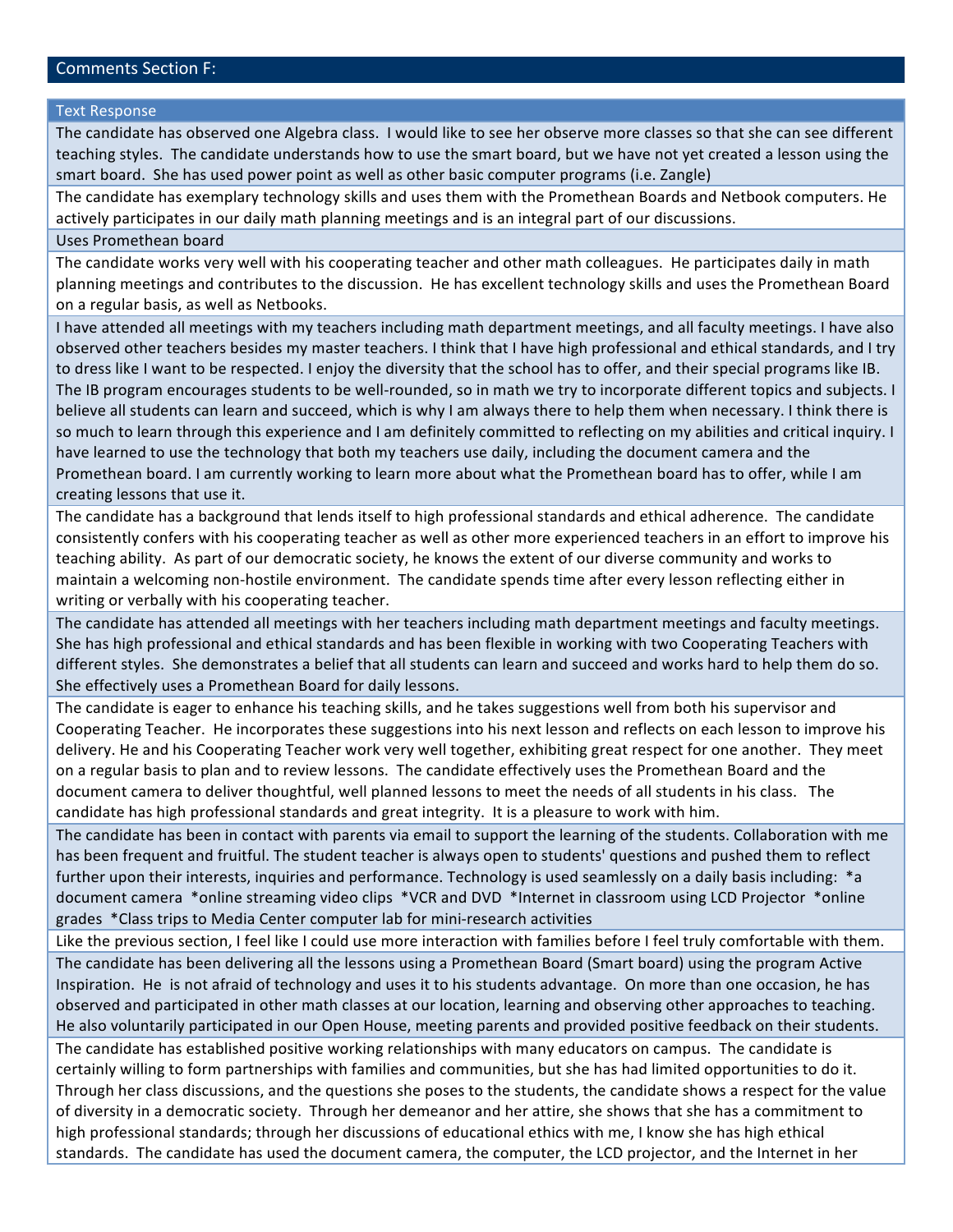## Comments Section F:

| Text Response |
|---|
| The candidate has observed one Algebra class. I would like to see her observe more classes so that she can see different teaching styles. The candidate understands how to use the smart board, but we have not yet created a lesson using the smart board. She has used power point as well as other basic computer programs (i.e. Zangle) |
| The candidate has exemplary technology skills and uses them with the Promethean Boards and Netbook computers. He actively participates in our daily math planning meetings and is an integral part of our discussions. |
| Uses Promethean board |
| The candidate works very well with his cooperating teacher and other math colleagues. He participates daily in math planning meetings and contributes to the discussion. He has excellent technology skills and uses the Promethean Board on a regular basis, as well as Netbooks. |
| I have attended all meetings with my teachers including math department meetings, and all faculty meetings. I have also observed other teachers besides my master teachers. I think that I have high professional and ethical standards, and I try to dress like I want to be respected. I enjoy the diversity that the school has to offer, and their special programs like IB. The IB program encourages students to be well-rounded, so in math we try to incorporate different topics and subjects. I believe all students can learn and succeed, which is why I am always there to help them when necessary. I think there is so much to learn through this experience and I am definitely committed to reflecting on my abilities and critical inquiry. I have learned to use the technology that both my teachers use daily, including the document camera and the Promethean board. I am currently working to learn more about what the Promethean board has to offer, while I am creating lessons that use it. |
| The candidate has a background that lends itself to high professional standards and ethical adherence. The candidate consistently confers with his cooperating teacher as well as other more experienced teachers in an effort to improve his teaching ability. As part of our democratic society, he knows the extent of our diverse community and works to maintain a welcoming non-hostile environment. The candidate spends time after every lesson reflecting either in writing or verbally with his cooperating teacher. |
| The candidate has attended all meetings with her teachers including math department meetings and faculty meetings. She has high professional and ethical standards and has been flexible in working with two Cooperating Teachers with different styles. She demonstrates a belief that all students can learn and succeed and works hard to help them do so. She effectively uses a Promethean Board for daily lessons. |
| The candidate is eager to enhance his teaching skills, and he takes suggestions well from both his supervisor and Cooperating Teacher. He incorporates these suggestions into his next lesson and reflects on each lesson to improve his delivery. He and his Cooperating Teacher work very well together, exhibiting great respect for one another. They meet on a regular basis to plan and to review lessons. The candidate effectively uses the Promethean Board and the document camera to deliver thoughtful, well planned lessons to meet the needs of all students in his class. The candidate has high professional standards and great integrity. It is a pleasure to work with him. |
| The candidate has been in contact with parents via email to support the learning of the students. Collaboration with me has been frequent and fruitful. The student teacher is always open to students' questions and pushed them to reflect further upon their interests, inquiries and performance. Technology is used seamlessly on a daily basis including: *a document camera *online streaming video clips *VCR and DVD *Internet in classroom using LCD Projector *online grades *Class trips to Media Center computer lab for mini-research activities |
| Like the previous section, I feel like I could use more interaction with families before I feel truly comfortable with them. |
| The candidate has been delivering all the lessons using a Promethean Board (Smart board) using the program Active Inspiration. He is not afraid of technology and uses it to his students advantage. On more than one occasion, he has observed and participated in other math classes at our location, learning and observing other approaches to teaching. He also voluntarily participated in our Open House, meeting parents and provided positive feedback on their students. |
| The candidate has established positive working relationships with many educators on campus. The candidate is certainly willing to form partnerships with families and communities, but she has had limited opportunities to do it. Through her class discussions, and the questions she poses to the students, the candidate shows a respect for the value of diversity in a democratic society. Through her demeanor and her attire, she shows that she has a commitment to high professional standards; through her discussions of educational ethics with me, I know she has high ethical standards. The candidate has used the document camera, the computer, the LCD projector, and the Internet in her |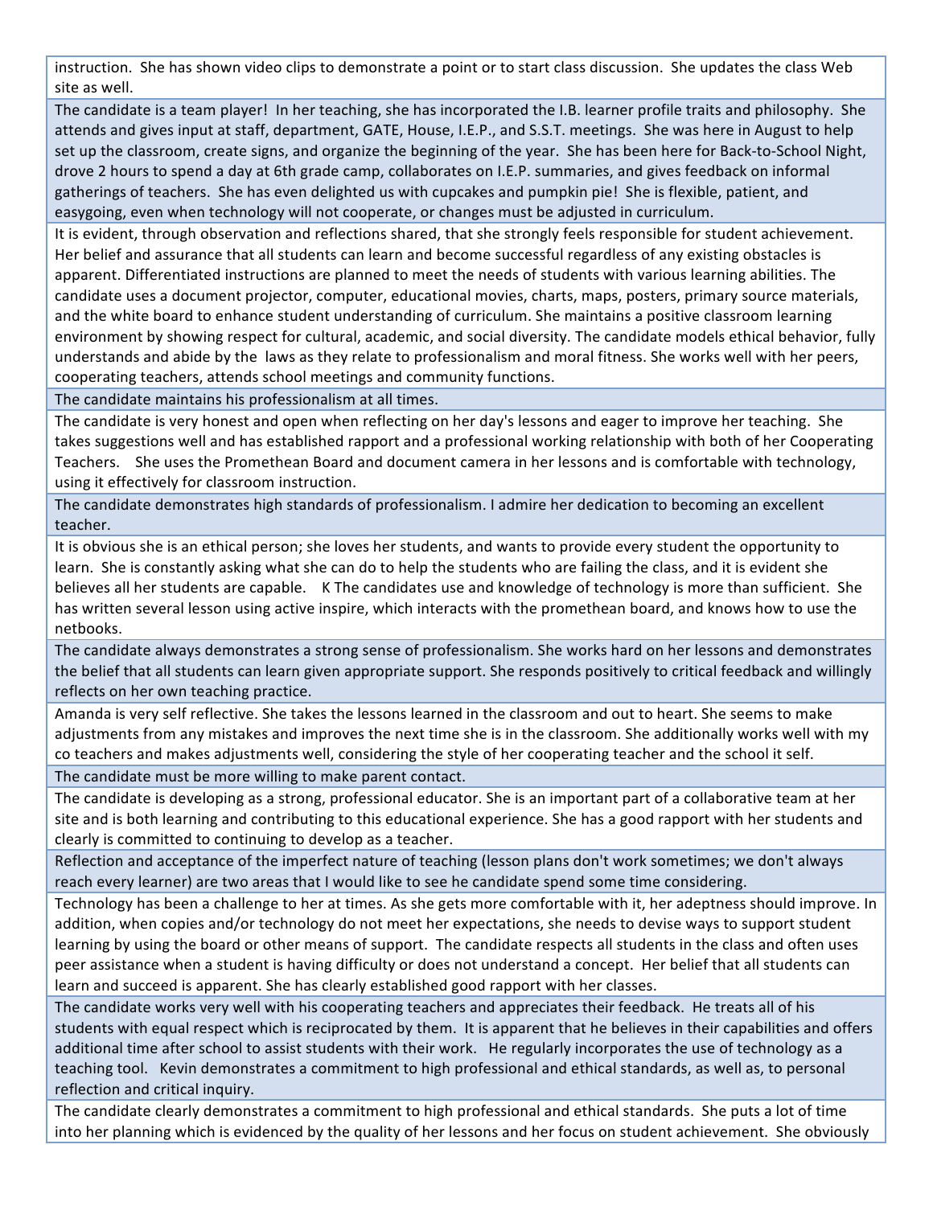| |
|---|
| instruction. She has shown video clips to demonstrate a point or to start class discussion. She updates the class Web site as well. |
| The candidate is a team player! In her teaching, she has incorporated the I.B. learner profile traits and philosophy. She attends and gives input at staff, department, GATE, House, I.E.P., and S.S.T. meetings. She was here in August to help set up the classroom, create signs, and organize the beginning of the year. She has been here for Back-to-School Night, drove 2 hours to spend a day at 6th grade camp, collaborates on I.E.P. summaries, and gives feedback on informal gatherings of teachers. She has even delighted us with cupcakes and pumpkin pie! She is flexible, patient, and easygoing, even when technology will not cooperate, or changes must be adjusted in curriculum. |
| It is evident, through observation and reflections shared, that she strongly feels responsible for student achievement. Her belief and assurance that all students can learn and become successful regardless of any existing obstacles is apparent. Differentiated instructions are planned to meet the needs of students with various learning abilities. The candidate uses a document projector, computer, educational movies, charts, maps, posters, primary source materials, and the white board to enhance student understanding of curriculum. She maintains a positive classroom learning environment by showing respect for cultural, academic, and social diversity. The candidate models ethical behavior, fully understands and abide by the laws as they relate to professionalism and moral fitness. She works well with her peers, cooperating teachers, attends school meetings and community functions. |
| The candidate maintains his professionalism at all times. |
| The candidate is very honest and open when reflecting on her day's lessons and eager to improve her teaching. She takes suggestions well and has established rapport and a professional working relationship with both of her Cooperating Teachers. She uses the Promethean Board and document camera in her lessons and is comfortable with technology, using it effectively for classroom instruction. |
| The candidate demonstrates high standards of professionalism. I admire her dedication to becoming an excellent teacher. |
| It is obvious she is an ethical person; she loves her students, and wants to provide every student the opportunity to learn. She is constantly asking what she can do to help the students who are failing the class, and it is evident she believes all her students are capable. K The candidates use and knowledge of technology is more than sufficient. She has written several lesson using active inspire, which interacts with the promethean board, and knows how to use the netbooks. |
| The candidate always demonstrates a strong sense of professionalism. She works hard on her lessons and demonstrates the belief that all students can learn given appropriate support. She responds positively to critical feedback and willingly reflects on her own teaching practice. |
| Amanda is very self reflective. She takes the lessons learned in the classroom and out to heart. She seems to make adjustments from any mistakes and improves the next time she is in the classroom. She additionally works well with my co teachers and makes adjustments well, considering the style of her cooperating teacher and the school it self. |
| The candidate must be more willing to make parent contact. |
| The candidate is developing as a strong, professional educator. She is an important part of a collaborative team at her site and is both learning and contributing to this educational experience. She has a good rapport with her students and clearly is committed to continuing to develop as a teacher. |
| Reflection and acceptance of the imperfect nature of teaching (lesson plans don't work sometimes; we don't always reach every learner) are two areas that I would like to see he candidate spend some time considering. |
| Technology has been a challenge to her at times. As she gets more comfortable with it, her adeptness should improve. In addition, when copies and/or technology do not meet her expectations, she needs to devise ways to support student learning by using the board or other means of support. The candidate respects all students in the class and often uses peer assistance when a student is having difficulty or does not understand a concept. Her belief that all students can learn and succeed is apparent. She has clearly established good rapport with her classes. |
| The candidate works very well with his cooperating teachers and appreciates their feedback. He treats all of his students with equal respect which is reciprocated by them. It is apparent that he believes in their capabilities and offers additional time after school to assist students with their work. He regularly incorporates the use of technology as a teaching tool. Kevin demonstrates a commitment to high professional and ethical standards, as well as, to personal reflection and critical inquiry. |
| The candidate clearly demonstrates a commitment to high professional and ethical standards. She puts a lot of time into her planning which is evidenced by the quality of her lessons and her focus on student achievement. She obviously |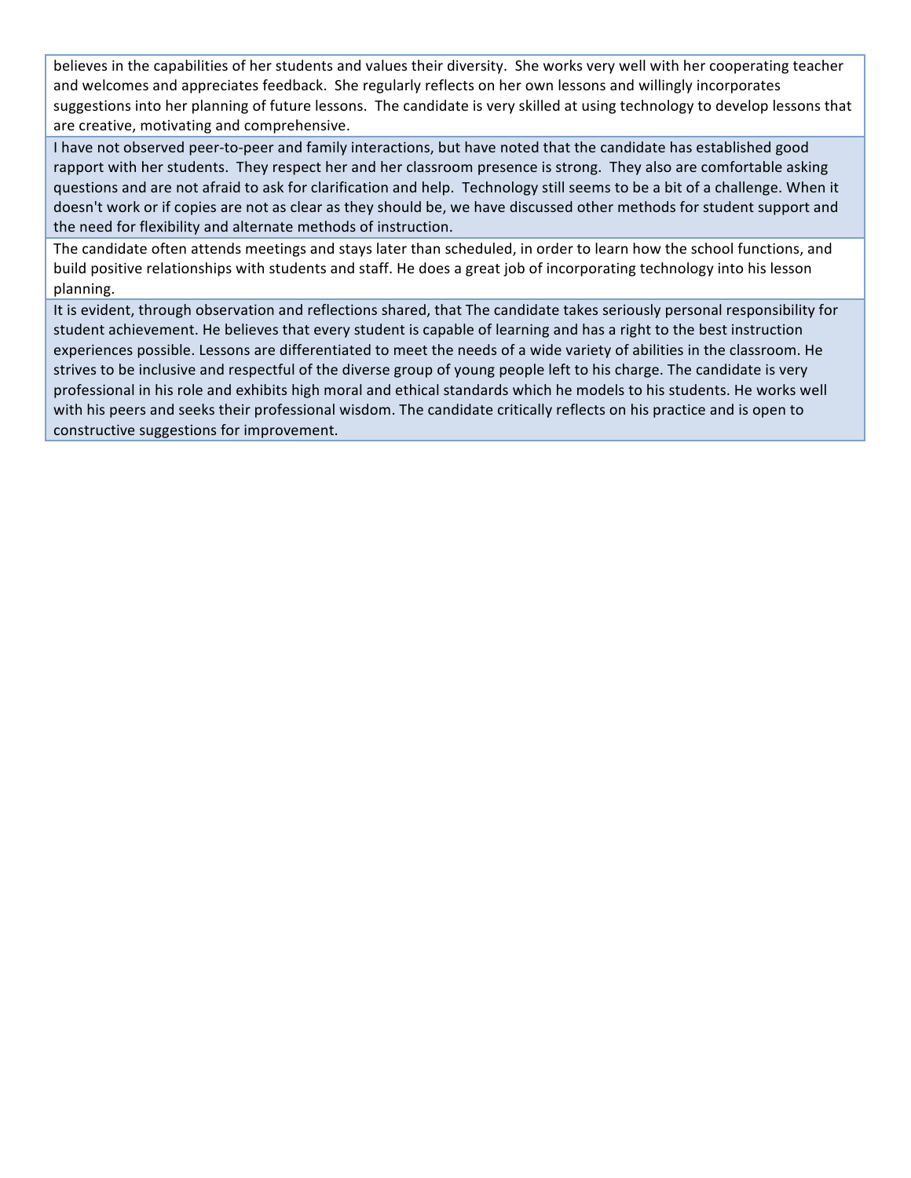| |
|---|
| believes in the capabilities of her students and values their diversity. She works very well with her cooperating teacher and welcomes and appreciates feedback. She regularly reflects on her own lessons and willingly incorporates suggestions into her planning of future lessons. The candidate is very skilled at using technology to develop lessons that are creative, motivating and comprehensive. |
| I have not observed peer-to-peer and family interactions, but have noted that the candidate has established good rapport with her students. They respect her and her classroom presence is strong. They also are comfortable asking questions and are not afraid to ask for clarification and help. Technology still seems to be a bit of a challenge. When it doesn't work or if copies are not as clear as they should be, we have discussed other methods for student support and the need for flexibility and alternate methods of instruction. |
| The candidate often attends meetings and stays later than scheduled, in order to learn how the school functions, and build positive relationships with students and staff. He does a great job of incorporating technology into his lesson planning. |
| It is evident, through observation and reflections shared, that The candidate takes seriously personal responsibility for student achievement. He believes that every student is capable of learning and has a right to the best instruction experiences possible. Lessons are differentiated to meet the needs of a wide variety of abilities in the classroom. He strives to be inclusive and respectful of the diverse group of young people left to his charge. The candidate is very professional in his role and exhibits high moral and ethical standards which he models to his students. He works well with his peers and seeks their professional wisdom. The candidate critically reflects on his practice and is open to constructive suggestions for improvement. |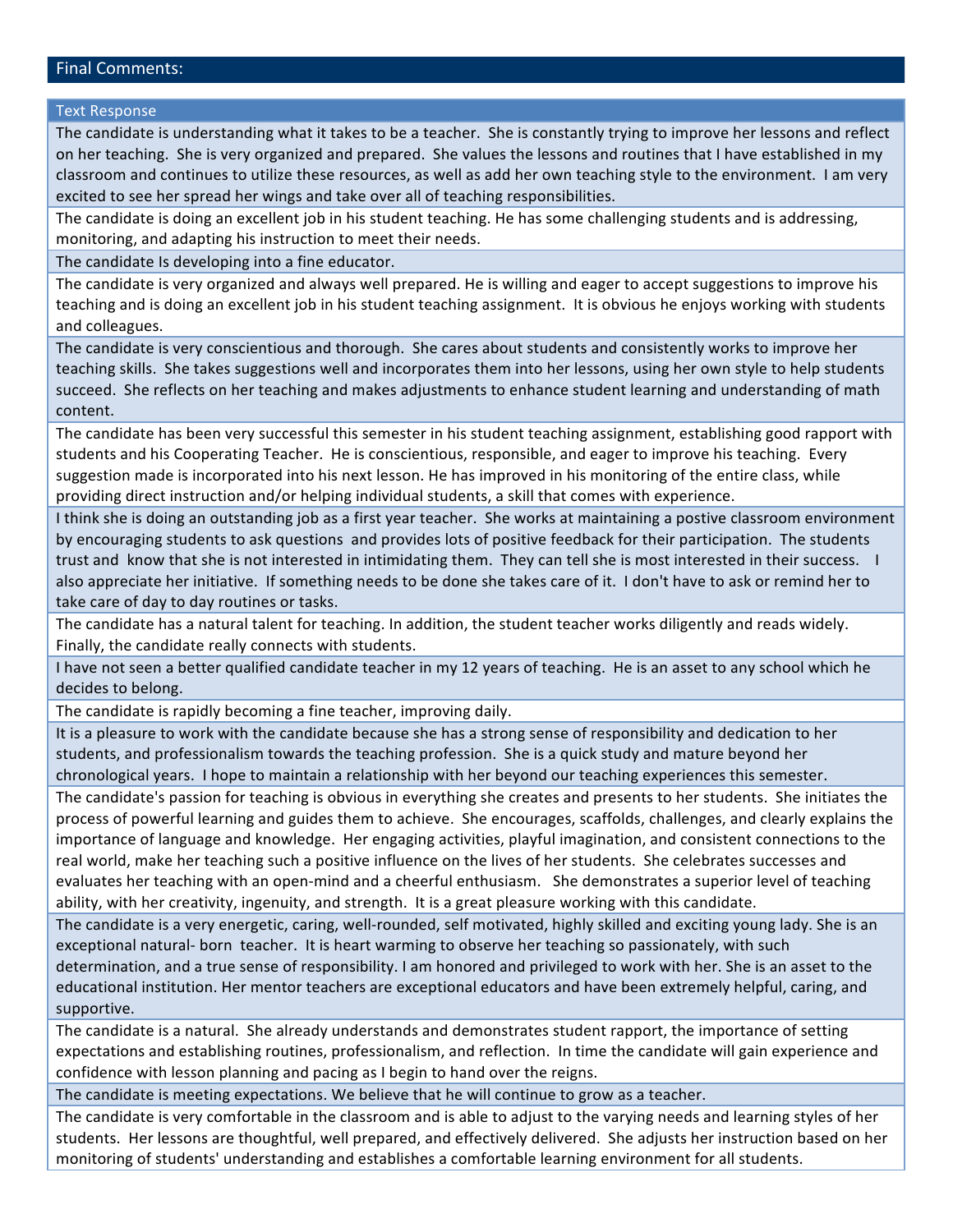## Final Comments:

| Text Response |
|---|
| The candidate is understanding what it takes to be a teacher. She is constantly trying to improve her lessons and reflect on her teaching. She is very organized and prepared. She values the lessons and routines that I have established in my classroom and continues to utilize these resources, as well as add her own teaching style to the environment. I am very excited to see her spread her wings and take over all of teaching responsibilities. |
| The candidate is doing an excellent job in his student teaching. He has some challenging students and is addressing, monitoring, and adapting his instruction to meet their needs. |
| The candidate Is developing into a fine educator. |
| The candidate is very organized and always well prepared. He is willing and eager to accept suggestions to improve his teaching and is doing an excellent job in his student teaching assignment. It is obvious he enjoys working with students and colleagues. |
| The candidate is very conscientious and thorough. She cares about students and consistently works to improve her teaching skills. She takes suggestions well and incorporates them into her lessons, using her own style to help students succeed. She reflects on her teaching and makes adjustments to enhance student learning and understanding of math content. |
| The candidate has been very successful this semester in his student teaching assignment, establishing good rapport with students and his Cooperating Teacher. He is conscientious, responsible, and eager to improve his teaching. Every suggestion made is incorporated into his next lesson. He has improved in his monitoring of the entire class, while providing direct instruction and/or helping individual students, a skill that comes with experience. |
| I think she is doing an outstanding job as a first year teacher. She works at maintaining a postive classroom environment by encouraging students to ask questions and provides lots of positive feedback for their participation. The students trust and know that she is not interested in intimidating them. They can tell she is most interested in their success. I also appreciate her initiative. If something needs to be done she takes care of it. I don't have to ask or remind her to take care of day to day routines or tasks. |
| The candidate has a natural talent for teaching. In addition, the student teacher works diligently and reads widely. Finally, the candidate really connects with students. |
| I have not seen a better qualified candidate teacher in my 12 years of teaching. He is an asset to any school which he decides to belong. |
| The candidate is rapidly becoming a fine teacher, improving daily. |
| It is a pleasure to work with the candidate because she has a strong sense of responsibility and dedication to her students, and professionalism towards the teaching profession. She is a quick study and mature beyond her chronological years. I hope to maintain a relationship with her beyond our teaching experiences this semester. |
| The candidate's passion for teaching is obvious in everything she creates and presents to her students. She initiates the process of powerful learning and guides them to achieve. She encourages, scaffolds, challenges, and clearly explains the importance of language and knowledge. Her engaging activities, playful imagination, and consistent connections to the real world, make her teaching such a positive influence on the lives of her students. She celebrates successes and evaluates her teaching with an open-mind and a cheerful enthusiasm. She demonstrates a superior level of teaching ability, with her creativity, ingenuity, and strength. It is a great pleasure working with this candidate. |
| The candidate is a very energetic, caring, well-rounded, self motivated, highly skilled and exciting young lady. She is an exceptional natural- born teacher. It is heart warming to observe her teaching so passionately, with such determination, and a true sense of responsibility. I am honored and privileged to work with her. She is an asset to the educational institution. Her mentor teachers are exceptional educators and have been extremely helpful, caring, and supportive. |
| The candidate is a natural. She already understands and demonstrates student rapport, the importance of setting expectations and establishing routines, professionalism, and reflection. In time the candidate will gain experience and confidence with lesson planning and pacing as I begin to hand over the reigns. |
| The candidate is meeting expectations. We believe that he will continue to grow as a teacher. |
| The candidate is very comfortable in the classroom and is able to adjust to the varying needs and learning styles of her students. Her lessons are thoughtful, well prepared, and effectively delivered. She adjusts her instruction based on her monitoring of students' understanding and establishes a comfortable learning environment for all students. |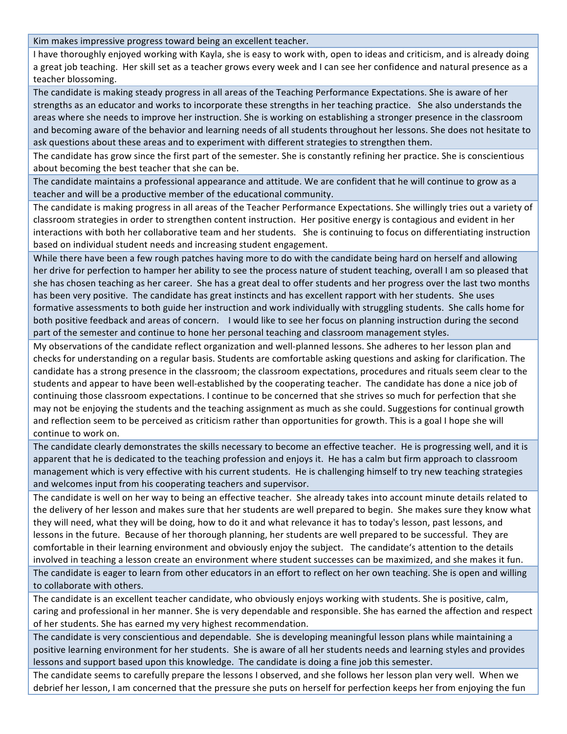| |
|---|
| Kim makes impressive progress toward being an excellent teacher. |
| I have thoroughly enjoyed working with Kayla, she is easy to work with, open to ideas and criticism, and is already doing a great job teaching. Her skill set as a teacher grows every week and I can see her confidence and natural presence as a teacher blossoming. |
| The candidate is making steady progress in all areas of the Teaching Performance Expectations. She is aware of her strengths as an educator and works to incorporate these strengths in her teaching practice. She also understands the areas where she needs to improve her instruction. She is working on establishing a stronger presence in the classroom and becoming aware of the behavior and learning needs of all students throughout her lessons. She does not hesitate to ask questions about these areas and to experiment with different strategies to strengthen them. |
| The candidate has grow since the first part of the semester. She is constantly refining her practice. She is conscientious about becoming the best teacher that she can be. |
| The candidate maintains a professional appearance and attitude. We are confident that he will continue to grow as a teacher and will be a productive member of the educational community. |
| The candidate is making progress in all areas of the Teacher Performance Expectations. She willingly tries out a variety of classroom strategies in order to strengthen content instruction. Her positive energy is contagious and evident in her interactions with both her collaborative team and her students. She is continuing to focus on differentiating instruction based on individual student needs and increasing student engagement. |
| While there have been a few rough patches having more to do with the candidate being hard on herself and allowing her drive for perfection to hamper her ability to see the process nature of student teaching, overall I am so pleased that she has chosen teaching as her career. She has a great deal to offer students and her progress over the last two months has been very positive. The candidate has great instincts and has excellent rapport with her students. She uses formative assessments to both guide her instruction and work individually with struggling students. She calls home for both positive feedback and areas of concern. I would like to see her focus on planning instruction during the second part of the semester and continue to hone her personal teaching and classroom management styles. |
| My observations of the candidate reflect organization and well-planned lessons. She adheres to her lesson plan and checks for understanding on a regular basis. Students are comfortable asking questions and asking for clarification. The candidate has a strong presence in the classroom; the classroom expectations, procedures and rituals seem clear to the students and appear to have been well-established by the cooperating teacher. The candidate has done a nice job of continuing those classroom expectations. I continue to be concerned that she strives so much for perfection that she may not be enjoying the students and the teaching assignment as much as she could. Suggestions for continual growth and reflection seem to be perceived as criticism rather than opportunities for growth. This is a goal I hope she will continue to work on. |
| The candidate clearly demonstrates the skills necessary to become an effective teacher. He is progressing well, and it is apparent that he is dedicated to the teaching profession and enjoys it. He has a calm but firm approach to classroom management which is very effective with his current students. He is challenging himself to try new teaching strategies and welcomes input from his cooperating teachers and supervisor. |
| The candidate is well on her way to being an effective teacher. She already takes into account minute details related to the delivery of her lesson and makes sure that her students are well prepared to begin. She makes sure they know what they will need, what they will be doing, how to do it and what relevance it has to today's lesson, past lessons, and lessons in the future. Because of her thorough planning, her students are well prepared to be successful. They are comfortable in their learning environment and obviously enjoy the subject. The candidate's attention to the details involved in teaching a lesson create an environment where student successes can be maximized, and she makes it fun. |
| The candidate is eager to learn from other educators in an effort to reflect on her own teaching. She is open and willing to collaborate with others. |
| The candidate is an excellent teacher candidate, who obviously enjoys working with students. She is positive, calm, caring and professional in her manner. She is very dependable and responsible. She has earned the affection and respect of her students. She has earned my very highest recommendation. |
| The candidate is very conscientious and dependable. She is developing meaningful lesson plans while maintaining a positive learning environment for her students. She is aware of all her students needs and learning styles and provides lessons and support based upon this knowledge. The candidate is doing a fine job this semester. |
| The candidate seems to carefully prepare the lessons I observed, and she follows her lesson plan very well. When we debrief her lesson, I am concerned that the pressure she puts on herself for perfection keeps her from enjoying the fun |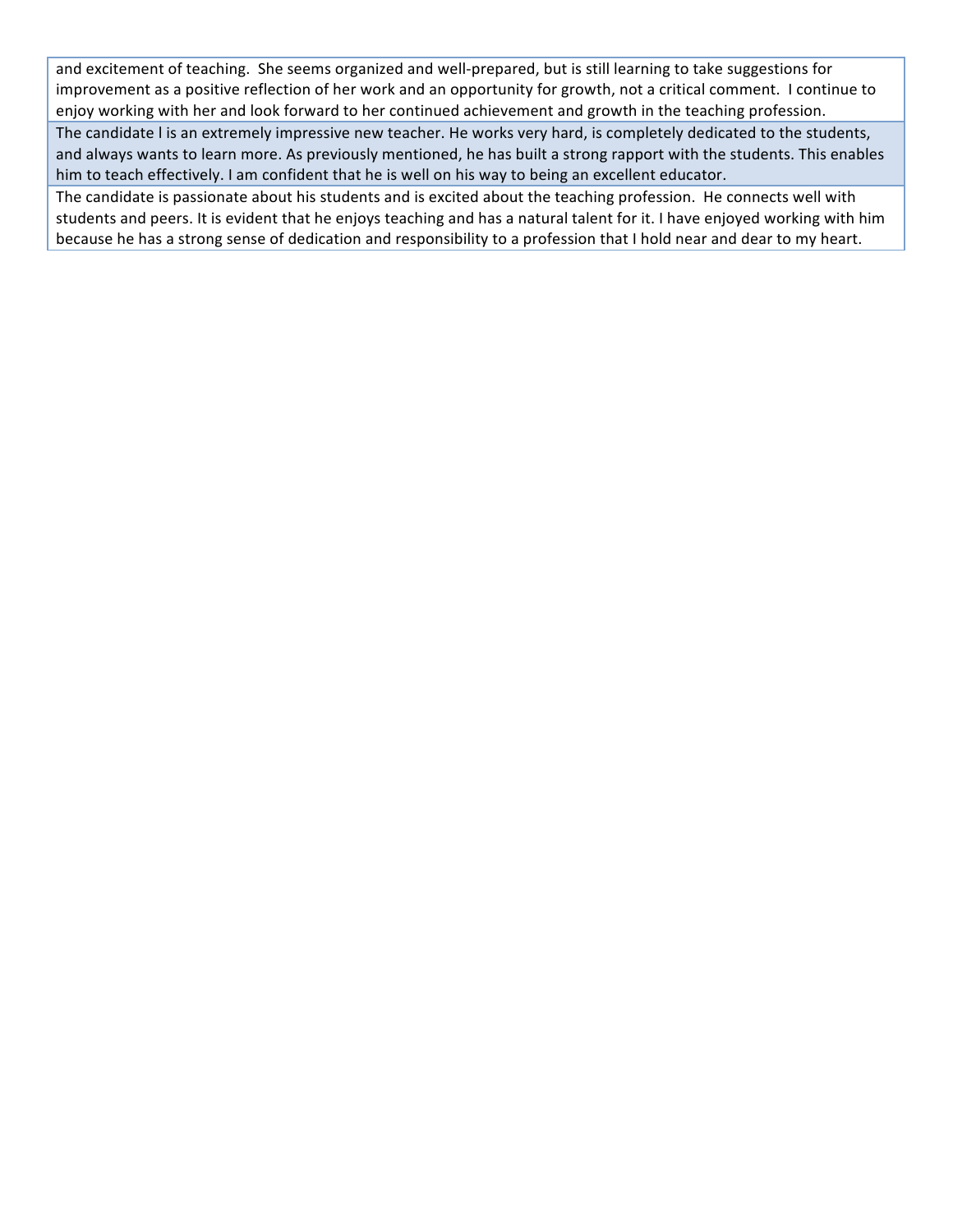| |
|---|
| and excitement of teaching. She seems organized and well-prepared, but is still learning to take suggestions for improvement as a positive reflection of her work and an opportunity for growth, not a critical comment. I continue to enjoy working with her and look forward to her continued achievement and growth in the teaching profession. |
| The candidate l is an extremely impressive new teacher. He works very hard, is completely dedicated to the students, and always wants to learn more. As previously mentioned, he has built a strong rapport with the students. This enables him to teach effectively. I am confident that he is well on his way to being an excellent educator. |
| The candidate is passionate about his students and is excited about the teaching profession. He connects well with students and peers. It is evident that he enjoys teaching and has a natural talent for it. I have enjoyed working with him because he has a strong sense of dedication and responsibility to a profession that I hold near and dear to my heart. |